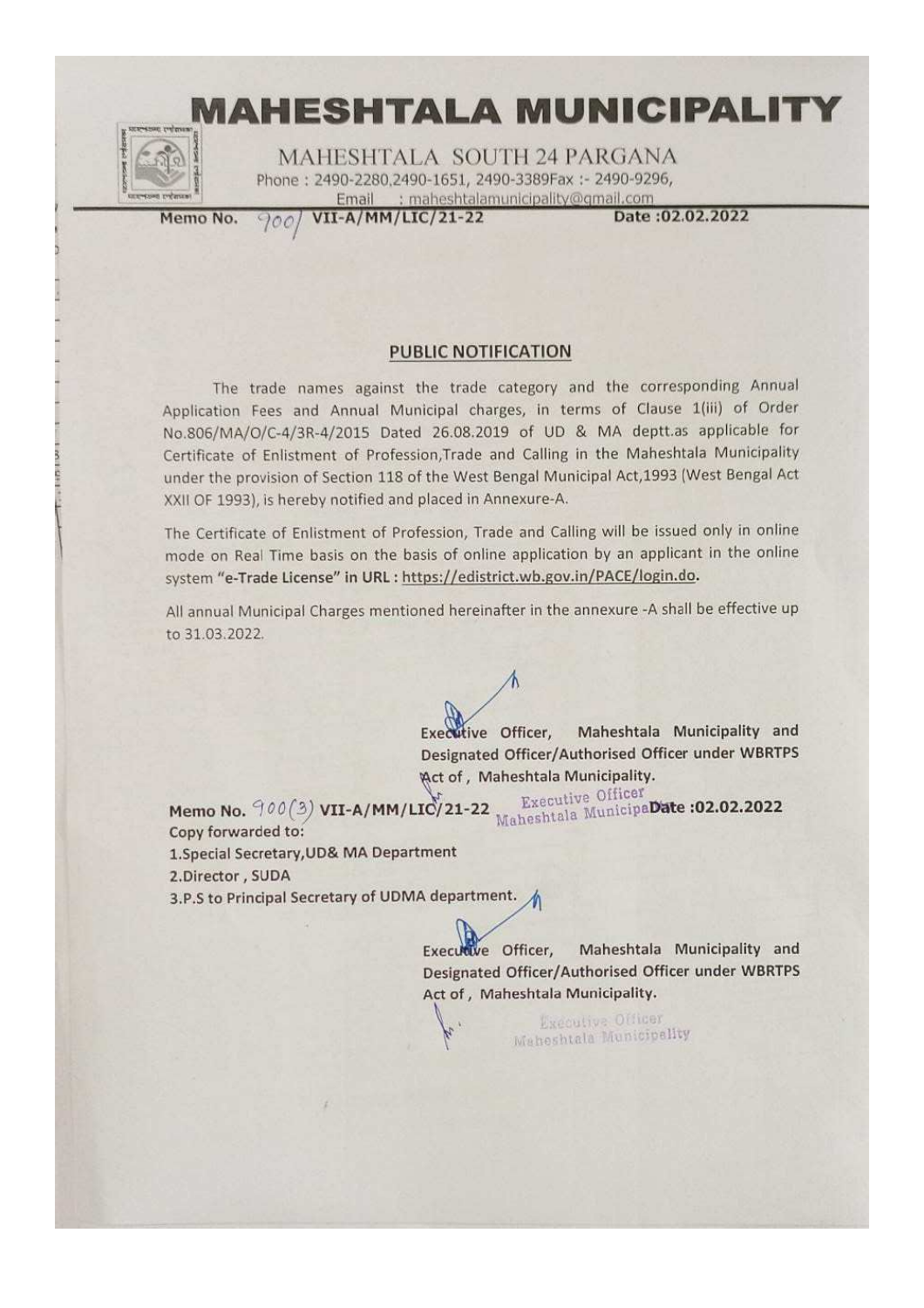# MAHESHTALA MUNICIPALITY

MAHESHTALA SOUTH 24 PARGANA

Phone : 2490-2280,2490-1651, 2490-3389Fax :- 2490-9296,

Email : maheshtalamunicipality@gmail.com

Memo No. 900/ VII-A/MM/LIC/21-22 Date :02.02.2022

## PUBLIC NOTIFICATION

The trade names against the trade category and the corresponding Annual Application Fees and Annual Municipal charges, in terms of Clause 1(iii) of Order No.806/MA/O/C-4/3R-4/2015 Dated 26.08.2019 of UD & MA deptt.as applicable for Certificate of Enlistment of Profession,Trade and Calling in the Maheshtala Municipality under the provision of Section 118 of the West Bengal Municipal Act,1993 (West Bengal Act XXII OF 1993), is hereby notified and placed in Annexure-A.

The Certificate of Enlistment of Profession, Trade and Calling will be issued only in online mode on Real Time basis on the basis of online application by an applicant in the online system **"e-Trade License" in URL : https://edistrict.wb.gov.in/PACE/login.do.**

All annual Municipal Charges mentioned hereinafter in the annexure -A shall be effective up to 31.03.2022.

Executive Officer, Maheshtala Municipality and Designated Officer/Authorised Officer under WBRTPS Act of , Maheshtala Municipality.

Executive Officer
Maheshtala Municipality

**Memo No. 900(3) VII-A/MM/LIC/21-22** **Date :02.02.2022**

Copy forwarded to:

1.Special Secretary,UD& MA Department

2.Director , SUDA

3.P.S to Principal Secretary of UDMA department.

Executive Officer, Maheshtala Municipality and Designated Officer/Authorised Officer under WBRTPS Act of , Maheshtala Municipality.

Executive Officer
Maheshtala Municipality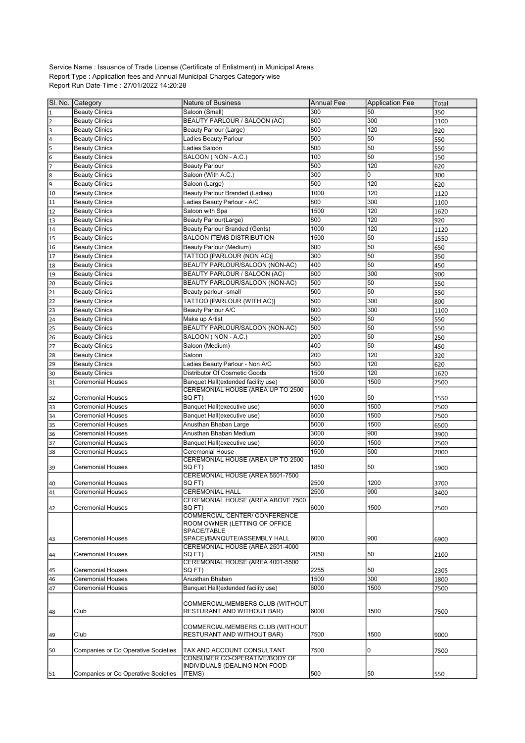Service Name : Issuance of Trade License (Certificate of Enlistment) in Municipal Areas
Report Type : Application fees and Annual Municipal Charges Category wise
Report Run Date-Time : 27/01/2022 14:20:28

| Sl. No. | Category | Nature of Business | Annual Fee | Application Fee | Total |
|---|---|---|---|---|---|
| 1 | Beauty Clinics | Saloon (Small) | 300 | 50 | 350 |
| 2 | Beauty Clinics | BEAUTY PARLOUR / SALOON (AC) | 800 | 300 | 1100 |
| 3 | Beauty Clinics | Beauty Parlour (Large) | 800 | 120 | 920 |
| 4 | Beauty Clinics | Ladies Beauty Parlour | 500 | 50 | 550 |
| 5 | Beauty Clinics | Ladies Saloon | 500 | 50 | 550 |
| 6 | Beauty Clinics | SALOON ( NON - A.C.) | 100 | 50 | 150 |
| 7 | Beauty Clinics | Beauty Parlour | 500 | 120 | 620 |
| 8 | Beauty Clinics | Saloon (With A.C.) | 300 | 0 | 300 |
| 9 | Beauty Clinics | Saloon (Large) | 500 | 120 | 620 |
| 10 | Beauty Clinics | Beauty Parlour Branded (Ladies) | 1000 | 120 | 1120 |
| 11 | Beauty Clinics | Ladies Beauty Parlour - A/C | 800 | 300 | 1100 |
| 12 | Beauty Clinics | Saloon with Spa | 1500 | 120 | 1620 |
| 13 | Beauty Clinics | Beauty Parlour(Large) | 800 | 120 | 920 |
| 14 | Beauty Clinics | Beauty Parlour Branded (Gents) | 1000 | 120 | 1120 |
| 15 | Beauty Clinics | SALOON ITEMS DISTRIBUTION | 1500 | 50 | 1550 |
| 16 | Beauty Clinics | Beauty Parlour (Medium) | 600 | 50 | 650 |
| 17 | Beauty Clinics | TATTOO [PARLOUR (NON AC)] | 300 | 50 | 350 |
| 18 | Beauty Clinics | BEAUTY PARLOUR/SALOON (NON-AC) | 400 | 50 | 450 |
| 19 | Beauty Clinics | BEAUTY PARLOUR / SALOON (AC) | 600 | 300 | 900 |
| 20 | Beauty Clinics | BEAUTY PARLOUR/SALOON (NON-AC) | 500 | 50 | 550 |
| 21 | Beauty Clinics | Beauty parlour -small | 500 | 50 | 550 |
| 22 | Beauty Clinics | TATTOO [PARLOUR (WITH AC)] | 500 | 300 | 800 |
| 23 | Beauty Clinics | Beauty Parlour A/C | 800 | 300 | 1100 |
| 24 | Beauty Clinics | Make up Artist | 500 | 50 | 550 |
| 25 | Beauty Clinics | BEAUTY PARLOUR/SALOON (NON-AC) | 500 | 50 | 550 |
| 26 | Beauty Clinics | SALOON ( NON - A.C.) | 200 | 50 | 250 |
| 27 | Beauty Clinics | Saloon (Medium) | 400 | 50 | 450 |
| 28 | Beauty Clinics | Saloon | 200 | 120 | 320 |
| 29 | Beauty Clinics | Ladies Beauty Parlour - Non A/C | 500 | 120 | 620 |
| 30 | Beauty Clinics | Distributor Of Cosmetic Goods | 1500 | 120 | 1620 |
| 31 | Ceremonial Houses | Banquet Hall(extended facility use) | 6000 | 1500 | 7500 |
| 32 | Ceremonial Houses | CEREMONIAL HOUSE (AREA UP TO 2500 SQ FT) | 1500 | 50 | 1550 |
| 33 | Ceremonial Houses | Banquet Hall(executive use) | 6000 | 1500 | 7500 |
| 34 | Ceremonial Houses | Banquet Hall(executive use) | 6000 | 1500 | 7500 |
| 35 | Ceremonial Houses | Anusthan Bhaban Large | 5000 | 1500 | 6500 |
| 36 | Ceremonial Houses | Anusthan Bhaban Medium | 3000 | 900 | 3900 |
| 37 | Ceremonial Houses | Banquet Hall(executive use) | 6000 | 1500 | 7500 |
| 38 | Ceremonial Houses | Ceremonial House | 1500 | 500 | 2000 |
| 39 | Ceremonial Houses | CEREMONIAL HOUSE (AREA UP TO 2500 SQ FT) | 1850 | 50 | 1900 |
| 40 | Ceremonial Houses | CEREMONIAL HOUSE (AREA 5501-7500 SQ FT) | 2500 | 1200 | 3700 |
| 41 | Ceremonial Houses | CEREMONIAL HALL | 2500 | 900 | 3400 |
| 42 | Ceremonial Houses | CEREMONIAL HOUSE (AREA ABOVE 7500 SQ FT) | 6000 | 1500 | 7500 |
| 43 | Ceremonial Houses | COMMERCIAL CENTER/ CONFERENCE ROOM OWNER (LETTING OF OFFICE SPACE/TABLE SPACE)/BANQUTE/ASSEMBLY HALL | 6000 | 900 | 6900 |
| 44 | Ceremonial Houses | CEREMONIAL HOUSE (AREA 2501-4000 SQ FT) | 2050 | 50 | 2100 |
| 45 | Ceremonial Houses | CEREMONIAL HOUSE (AREA 4001-5500 SQ FT) | 2255 | 50 | 2305 |
| 46 | Ceremonial Houses | Anusthan Bhaban | 1500 | 300 | 1800 |
| 47 | Ceremonial Houses | Banquet Hall(extended facility use) | 6000 | 1500 | 7500 |
| 48 | Club | COMMERCIAL/MEMBERS CLUB (WITHOUT RESTURANT AND WITHOUT BAR) | 6000 | 1500 | 7500 |
| 49 | Club | COMMERCIAL/MEMBERS CLUB (WITHOUT RESTURANT AND WITHOUT BAR) | 7500 | 1500 | 9000 |
| 50 | Companies or Co Operative Societies | TAX AND ACCOUNT CONSULTANT | 7500 | 0 | 7500 |
| 51 | Companies or Co Operative Societies | CONSUMER CO-OPERATIVE/BODY OF INDIVIDUALS (DEALING NON FOOD ITEMS) | 500 | 50 | 550 |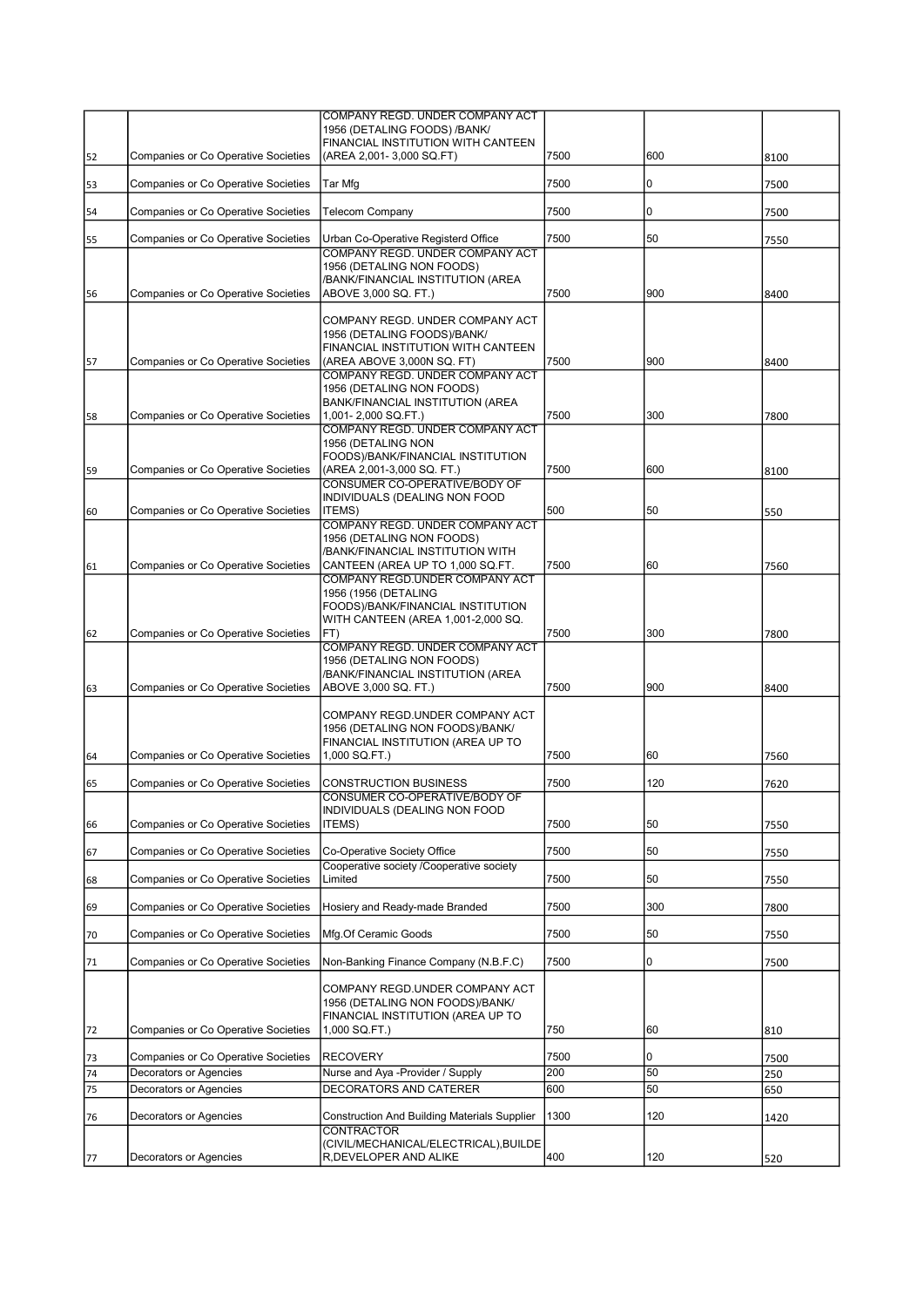| | | | | | |
|---|---|---|---|---|---|
| 52 | Companies or Co Operative Societies | COMPANY REGD. UNDER COMPANY ACT 1956 (DETALING FOODS) /BANK/ FINANCIAL INSTITUTION WITH CANTEEN (AREA 2,001- 3,000 SQ.FT) | 7500 | 600 | 8100 |
| 53 | Companies or Co Operative Societies | Tar Mfg | 7500 | 0 | 7500 |
| 54 | Companies or Co Operative Societies | Telecom Company | 7500 | 0 | 7500 |
| 55 | Companies or Co Operative Societies | Urban Co-Operative Registerd Office | 7500 | 50 | 7550 |
| 56 | Companies or Co Operative Societies | COMPANY REGD. UNDER COMPANY ACT 1956 (DETALING NON FOODS) /BANK/FINANCIAL INSTITUTION (AREA ABOVE 3,000 SQ. FT.) | 7500 | 900 | 8400 |
| 57 | Companies or Co Operative Societies | COMPANY REGD. UNDER COMPANY ACT 1956 (DETALING FOODS)/BANK/ FINANCIAL INSTITUTION WITH CANTEEN (AREA ABOVE 3,000N SQ. FT) | 7500 | 900 | 8400 |
| 58 | Companies or Co Operative Societies | COMPANY REGD. UNDER COMPANY ACT 1956 (DETALING NON FOODS) BANK/FINANCIAL INSTITUTION (AREA 1,001- 2,000 SQ.FT.) | 7500 | 300 | 7800 |
| 59 | Companies or Co Operative Societies | COMPANY REGD. UNDER COMPANY ACT 1956 (DETALING NON FOODS)/BANK/FINANCIAL INSTITUTION (AREA 2,001-3,000 SQ. FT.) | 7500 | 600 | 8100 |
| 60 | Companies or Co Operative Societies | CONSUMER CO-OPERATIVE/BODY OF INDIVIDUALS (DEALING NON FOOD ITEMS) | 500 | 50 | 550 |
| 61 | Companies or Co Operative Societies | COMPANY REGD. UNDER COMPANY ACT 1956 (DETALING NON FOODS) /BANK/FINANCIAL INSTITUTION WITH CANTEEN (AREA UP TO 1,000 SQ.FT. | 7500 | 60 | 7560 |
| 62 | Companies or Co Operative Societies | COMPANY REGD.UNDER COMPANY ACT 1956 (1956 (DETALING FOODS)/BANK/FINANCIAL INSTITUTION WITH CANTEEN (AREA 1,001-2,000 SQ. FT) | 7500 | 300 | 7800 |
| 63 | Companies or Co Operative Societies | COMPANY REGD. UNDER COMPANY ACT 1956 (DETALING NON FOODS) /BANK/FINANCIAL INSTITUTION (AREA ABOVE 3,000 SQ. FT.) | 7500 | 900 | 8400 |
| 64 | Companies or Co Operative Societies | COMPANY REGD.UNDER COMPANY ACT 1956 (DETALING NON FOODS)/BANK/ FINANCIAL INSTITUTION (AREA UP TO 1,000 SQ.FT.) | 7500 | 60 | 7560 |
| 65 | Companies or Co Operative Societies | CONSTRUCTION BUSINESS | 7500 | 120 | 7620 |
| 66 | Companies or Co Operative Societies | CONSUMER CO-OPERATIVE/BODY OF INDIVIDUALS (DEALING NON FOOD ITEMS) | 7500 | 50 | 7550 |
| 67 | Companies or Co Operative Societies | Co-Operative Society Office | 7500 | 50 | 7550 |
| 68 | Companies or Co Operative Societies | Cooperative society /Cooperative society Limited | 7500 | 50 | 7550 |
| 69 | Companies or Co Operative Societies | Hosiery and Ready-made Branded | 7500 | 300 | 7800 |
| 70 | Companies or Co Operative Societies | Mfg.Of Ceramic Goods | 7500 | 50 | 7550 |
| 71 | Companies or Co Operative Societies | Non-Banking Finance Company (N.B.F.C) | 7500 | 0 | 7500 |
| 72 | Companies or Co Operative Societies | COMPANY REGD.UNDER COMPANY ACT 1956 (DETALING NON FOODS)/BANK/ FINANCIAL INSTITUTION (AREA UP TO 1,000 SQ.FT.) | 750 | 60 | 810 |
| 73 | Companies or Co Operative Societies | RECOVERY | 7500 | 0 | 7500 |
| 74 | Decorators or Agencies | Nurse and Aya -Provider / Supply | 200 | 50 | 250 |
| 75 | Decorators or Agencies | DECORATORS AND CATERER | 600 | 50 | 650 |
| 76 | Decorators or Agencies | Construction And Building Materials Supplier | 1300 | 120 | 1420 |
| 77 | Decorators or Agencies | CONTRACTOR (CIVIL/MECHANICAL/ELECTRICAL),BUILDER,DEVELOPER AND ALIKE | 400 | 120 | 520 |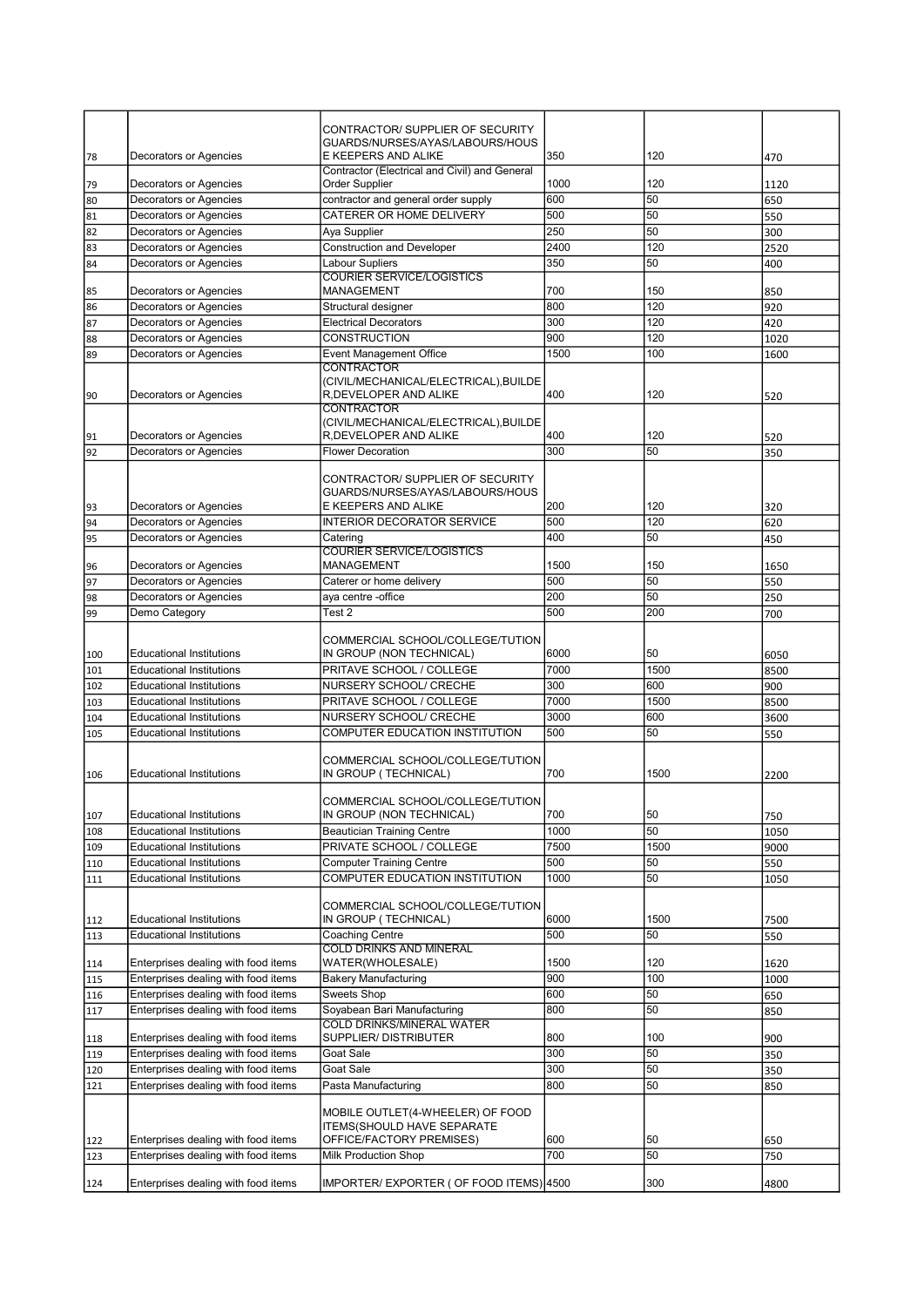| | | | | | |
|---|---|---|---|---|---|
| 78 | Decorators or Agencies | CONTRACTOR/ SUPPLIER OF SECURITY GUARDS/NURSES/AYAS/LABOURS/HOUSE KEEPERS AND ALIKE | 350 | 120 | 470 |
| 79 | Decorators or Agencies | Contractor (Electrical and Civil) and General Order Supplier | 1000 | 120 | 1120 |
| 80 | Decorators or Agencies | contractor and general order supply | 600 | 50 | 650 |
| 81 | Decorators or Agencies | CATERER OR HOME DELIVERY | 500 | 50 | 550 |
| 82 | Decorators or Agencies | Aya Supplier | 250 | 50 | 300 |
| 83 | Decorators or Agencies | Construction and Developer | 2400 | 120 | 2520 |
| 84 | Decorators or Agencies | Labour Supliers | 350 | 50 | 400 |
| 85 | Decorators or Agencies | COURIER SERVICE/LOGISTICS MANAGEMENT | 700 | 150 | 850 |
| 86 | Decorators or Agencies | Structural designer | 800 | 120 | 920 |
| 87 | Decorators or Agencies | Electrical Decorators | 300 | 120 | 420 |
| 88 | Decorators or Agencies | CONSTRUCTION | 900 | 120 | 1020 |
| 89 | Decorators or Agencies | Event Management Office | 1500 | 100 | 1600 |
| 90 | Decorators or Agencies | CONTRACTOR (CIVIL/MECHANICAL/ELECTRICAL),BUILDER,DEVELOPER AND ALIKE | 400 | 120 | 520 |
| 91 | Decorators or Agencies | CONTRACTOR (CIVIL/MECHANICAL/ELECTRICAL),BUILDER,DEVELOPER AND ALIKE | 400 | 120 | 520 |
| 92 | Decorators or Agencies | Flower Decoration | 300 | 50 | 350 |
| 93 | Decorators or Agencies | CONTRACTOR/ SUPPLIER OF SECURITY GUARDS/NURSES/AYAS/LABOURS/HOUSE KEEPERS AND ALIKE | 200 | 120 | 320 |
| 94 | Decorators or Agencies | INTERIOR DECORATOR SERVICE | 500 | 120 | 620 |
| 95 | Decorators or Agencies | Catering | 400 | 50 | 450 |
| 96 | Decorators or Agencies | COURIER SERVICE/LOGISTICS MANAGEMENT | 1500 | 150 | 1650 |
| 97 | Decorators or Agencies | Caterer or home delivery | 500 | 50 | 550 |
| 98 | Decorators or Agencies | aya centre -office | 200 | 50 | 250 |
| 99 | Demo Category | Test 2 | 500 | 200 | 700 |
| 100 | Educational Institutions | COMMERCIAL SCHOOL/COLLEGE/TUTION IN GROUP (NON TECHNICAL) | 6000 | 50 | 6050 |
| 101 | Educational Institutions | PRITAVE SCHOOL / COLLEGE | 7000 | 1500 | 8500 |
| 102 | Educational Institutions | NURSERY SCHOOL/ CRECHE | 300 | 600 | 900 |
| 103 | Educational Institutions | PRITAVE SCHOOL / COLLEGE | 7000 | 1500 | 8500 |
| 104 | Educational Institutions | NURSERY SCHOOL/ CRECHE | 3000 | 600 | 3600 |
| 105 | Educational Institutions | COMPUTER EDUCATION INSTITUTION | 500 | 50 | 550 |
| 106 | Educational Institutions | COMMERCIAL SCHOOL/COLLEGE/TUTION IN GROUP ( TECHNICAL) | 700 | 1500 | 2200 |
| 107 | Educational Institutions | COMMERCIAL SCHOOL/COLLEGE/TUTION IN GROUP (NON TECHNICAL) | 700 | 50 | 750 |
| 108 | Educational Institutions | Beautician Training Centre | 1000 | 50 | 1050 |
| 109 | Educational Institutions | PRIVATE SCHOOL / COLLEGE | 7500 | 1500 | 9000 |
| 110 | Educational Institutions | Computer Training Centre | 500 | 50 | 550 |
| 111 | Educational Institutions | COMPUTER EDUCATION INSTITUTION | 1000 | 50 | 1050 |
| 112 | Educational Institutions | COMMERCIAL SCHOOL/COLLEGE/TUTION IN GROUP ( TECHNICAL) | 6000 | 1500 | 7500 |
| 113 | Educational Institutions | Coaching Centre | 500 | 50 | 550 |
| 114 | Enterprises dealing with food items | COLD DRINKS AND MINERAL WATER(WHOLESALE) | 1500 | 120 | 1620 |
| 115 | Enterprises dealing with food items | Bakery Manufacturing | 900 | 100 | 1000 |
| 116 | Enterprises dealing with food items | Sweets Shop | 600 | 50 | 650 |
| 117 | Enterprises dealing with food items | Soyabean Bari Manufacturing | 800 | 50 | 850 |
| 118 | Enterprises dealing with food items | COLD DRINKS/MINERAL WATER SUPPLIER/ DISTRIBUTER | 800 | 100 | 900 |
| 119 | Enterprises dealing with food items | Goat Sale | 300 | 50 | 350 |
| 120 | Enterprises dealing with food items | Goat Sale | 300 | 50 | 350 |
| 121 | Enterprises dealing with food items | Pasta Manufacturing | 800 | 50 | 850 |
| 122 | Enterprises dealing with food items | MOBILE OUTLET(4-WHEELER) OF FOOD ITEMS(SHOULD HAVE SEPARATE OFFICE/FACTORY PREMISES) | 600 | 50 | 650 |
| 123 | Enterprises dealing with food items | Milk Production Shop | 700 | 50 | 750 |
| 124 | Enterprises dealing with food items | IMPORTER/ EXPORTER ( OF FOOD ITEMS) | 4500 | 300 | 4800 |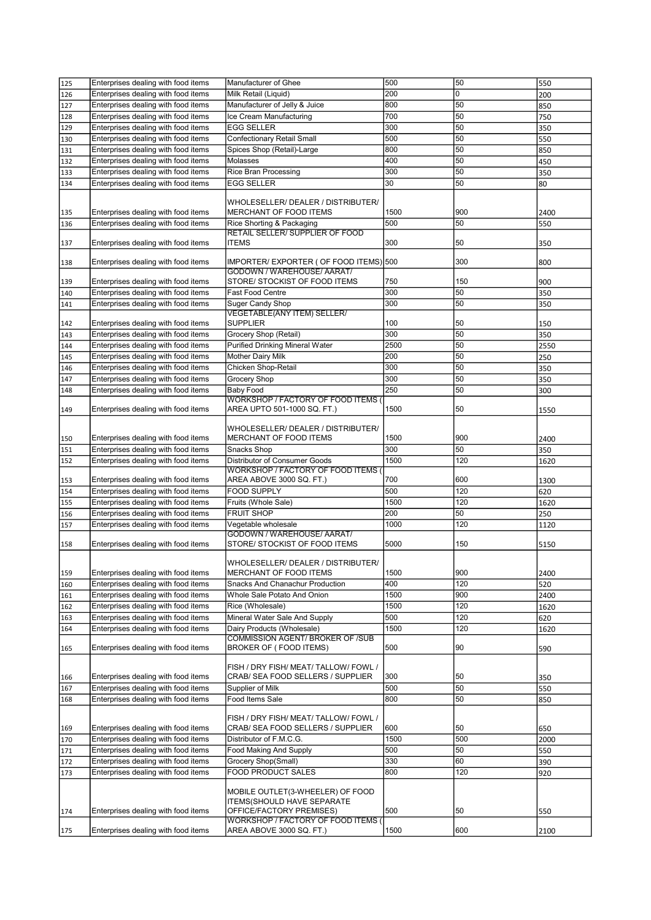| 125 | Enterprises dealing with food items | Manufacturer of Ghee | 500 | 50 | 550 |
|---|---|---|---|---|---|
| 126 | Enterprises dealing with food items | Milk Retail (Liquid) | 200 | 0 | 200 |
| 127 | Enterprises dealing with food items | Manufacturer of Jelly & Juice | 800 | 50 | 850 |
| 128 | Enterprises dealing with food items | Ice Cream Manufacturing | 700 | 50 | 750 |
| 129 | Enterprises dealing with food items | EGG SELLER | 300 | 50 | 350 |
| 130 | Enterprises dealing with food items | Confectionary Retail Small | 500 | 50 | 550 |
| 131 | Enterprises dealing with food items | Spices Shop (Retail)-Large | 800 | 50 | 850 |
| 132 | Enterprises dealing with food items | Molasses | 400 | 50 | 450 |
| 133 | Enterprises dealing with food items | Rice Bran Processing | 300 | 50 | 350 |
| 134 | Enterprises dealing with food items | EGG SELLER | 30 | 50 | 80 |
| 135 | Enterprises dealing with food items | WHOLESELLER/ DEALER / DISTRIBUTER/ MERCHANT OF FOOD ITEMS | 1500 | 900 | 2400 |
| 136 | Enterprises dealing with food items | Rice Shorting & Packaging | 500 | 50 | 550 |
| 137 | Enterprises dealing with food items | RETAIL SELLER/ SUPPLIER OF FOOD ITEMS | 300 | 50 | 350 |
| 138 | Enterprises dealing with food items | IMPORTER/ EXPORTER ( OF FOOD ITEMS) | 500 | 300 | 800 |
| 139 | Enterprises dealing with food items | GODOWN / WAREHOUSE/ AARAT/ STORE/ STOCKIST OF FOOD ITEMS | 750 | 150 | 900 |
| 140 | Enterprises dealing with food items | Fast Food Centre | 300 | 50 | 350 |
| 141 | Enterprises dealing with food items | Suger Candy Shop | 300 | 50 | 350 |
| 142 | Enterprises dealing with food items | VEGETABLE(ANY ITEM) SELLER/ SUPPLIER | 100 | 50 | 150 |
| 143 | Enterprises dealing with food items | Grocery Shop (Retail) | 300 | 50 | 350 |
| 144 | Enterprises dealing with food items | Purified Drinking Mineral Water | 2500 | 50 | 2550 |
| 145 | Enterprises dealing with food items | Mother Dairy Milk | 200 | 50 | 250 |
| 146 | Enterprises dealing with food items | Chicken Shop-Retail | 300 | 50 | 350 |
| 147 | Enterprises dealing with food items | Grocery Shop | 300 | 50 | 350 |
| 148 | Enterprises dealing with food items | Baby Food | 250 | 50 | 300 |
| 149 | Enterprises dealing with food items | WORKSHOP / FACTORY OF FOOD ITEMS ( AREA UPTO 501-1000 SQ. FT.) | 1500 | 50 | 1550 |
| 150 | Enterprises dealing with food items | WHOLESELLER/ DEALER / DISTRIBUTER/ MERCHANT OF FOOD ITEMS | 1500 | 900 | 2400 |
| 151 | Enterprises dealing with food items | Snacks Shop | 300 | 50 | 350 |
| 152 | Enterprises dealing with food items | Distributor of Consumer Goods | 1500 | 120 | 1620 |
| 153 | Enterprises dealing with food items | WORKSHOP / FACTORY OF FOOD ITEMS ( AREA ABOVE 3000 SQ. FT.) | 700 | 600 | 1300 |
| 154 | Enterprises dealing with food items | FOOD SUPPLY | 500 | 120 | 620 |
| 155 | Enterprises dealing with food items | Fruits (Whole Sale) | 1500 | 120 | 1620 |
| 156 | Enterprises dealing with food items | FRUIT SHOP | 200 | 50 | 250 |
| 157 | Enterprises dealing with food items | Vegetable wholesale | 1000 | 120 | 1120 |
| 158 | Enterprises dealing with food items | GODOWN / WAREHOUSE/ AARAT/ STORE/ STOCKIST OF FOOD ITEMS | 5000 | 150 | 5150 |
| 159 | Enterprises dealing with food items | WHOLESELLER/ DEALER / DISTRIBUTER/ MERCHANT OF FOOD ITEMS | 1500 | 900 | 2400 |
| 160 | Enterprises dealing with food items | Snacks And Chanachur Production | 400 | 120 | 520 |
| 161 | Enterprises dealing with food items | Whole Sale Potato And Onion | 1500 | 900 | 2400 |
| 162 | Enterprises dealing with food items | Rice (Wholesale) | 1500 | 120 | 1620 |
| 163 | Enterprises dealing with food items | Mineral Water Sale And Supply | 500 | 120 | 620 |
| 164 | Enterprises dealing with food items | Dairy Products (Wholesale) | 1500 | 120 | 1620 |
| 165 | Enterprises dealing with food items | COMMISSION AGENT/ BROKER OF /SUB BROKER OF ( FOOD ITEMS) | 500 | 90 | 590 |
| 166 | Enterprises dealing with food items | FISH / DRY FISH/ MEAT/ TALLOW/ FOWL / CRAB/ SEA FOOD SELLERS / SUPPLIER | 300 | 50 | 350 |
| 167 | Enterprises dealing with food items | Supplier of Milk | 500 | 50 | 550 |
| 168 | Enterprises dealing with food items | Food Items Sale | 800 | 50 | 850 |
| 169 | Enterprises dealing with food items | FISH / DRY FISH/ MEAT/ TALLOW/ FOWL / CRAB/ SEA FOOD SELLERS / SUPPLIER | 600 | 50 | 650 |
| 170 | Enterprises dealing with food items | Distributor of F.M.C.G. | 1500 | 500 | 2000 |
| 171 | Enterprises dealing with food items | Food Making And Supply | 500 | 50 | 550 |
| 172 | Enterprises dealing with food items | Grocery Shop(Small) | 330 | 60 | 390 |
| 173 | Enterprises dealing with food items | FOOD PRODUCT SALES | 800 | 120 | 920 |
| 174 | Enterprises dealing with food items | MOBILE OUTLET(3-WHEELER) OF FOOD ITEMS(SHOULD HAVE SEPARATE OFFICE/FACTORY PREMISES) | 500 | 50 | 550 |
| 175 | Enterprises dealing with food items | WORKSHOP / FACTORY OF FOOD ITEMS ( AREA ABOVE 3000 SQ. FT.) | 1500 | 600 | 2100 |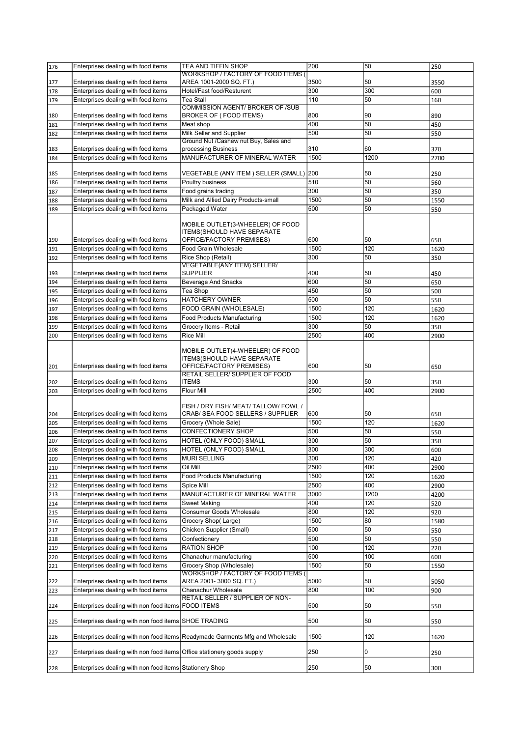| | | | | | |
|---|---|---|---|---|---|
| 176 | Enterprises dealing with food items | TEA AND TIFFIN SHOP | 200 | 50 | 250 |
| 177 | Enterprises dealing with food items | WORKSHOP / FACTORY OF FOOD ITEMS ( AREA 1001-2000 SQ. FT.) | 3500 | 50 | 3550 |
| 178 | Enterprises dealing with food items | Hotel/Fast food/Resturent | 300 | 300 | 600 |
| 179 | Enterprises dealing with food items | Tea Stall | 110 | 50 | 160 |
| 180 | Enterprises dealing with food items | COMMISSION AGENT/ BROKER OF /SUB BROKER OF ( FOOD ITEMS) | 800 | 90 | 890 |
| 181 | Enterprises dealing with food items | Meat shop | 400 | 50 | 450 |
| 182 | Enterprises dealing with food items | Milk Seller and Supplier | 500 | 50 | 550 |
| 183 | Enterprises dealing with food items | Ground Nut /Cashew nut Buy, Sales and processing Business | 310 | 60 | 370 |
| 184 | Enterprises dealing with food items | MANUFACTURER OF MINERAL WATER | 1500 | 1200 | 2700 |
| 185 | Enterprises dealing with food items | VEGETABLE (ANY ITEM ) SELLER (SMALL) | 200 | 50 | 250 |
| 186 | Enterprises dealing with food items | Poultry business | 510 | 50 | 560 |
| 187 | Enterprises dealing with food items | Food grains trading | 300 | 50 | 350 |
| 188 | Enterprises dealing with food items | Milk and Allied Dairy Products-small | 1500 | 50 | 1550 |
| 189 | Enterprises dealing with food items | Packaged Water | 500 | 50 | 550 |
| 190 | Enterprises dealing with food items | MOBILE OUTLET(3-WHEELER) OF FOOD ITEMS(SHOULD HAVE SEPARATE OFFICE/FACTORY PREMISES) | 600 | 50 | 650 |
| 191 | Enterprises dealing with food items | Food Grain Wholesale | 1500 | 120 | 1620 |
| 192 | Enterprises dealing with food items | Rice Shop (Retail) | 300 | 50 | 350 |
| 193 | Enterprises dealing with food items | VEGETABLE(ANY ITEM) SELLER/ SUPPLIER | 400 | 50 | 450 |
| 194 | Enterprises dealing with food items | Beverage And Snacks | 600 | 50 | 650 |
| 195 | Enterprises dealing with food items | Tea Shop | 450 | 50 | 500 |
| 196 | Enterprises dealing with food items | HATCHERY OWNER | 500 | 50 | 550 |
| 197 | Enterprises dealing with food items | FOOD GRAIN (WHOLESALE) | 1500 | 120 | 1620 |
| 198 | Enterprises dealing with food items | Food Products Manufacturing | 1500 | 120 | 1620 |
| 199 | Enterprises dealing with food items | Grocery Items - Retail | 300 | 50 | 350 |
| 200 | Enterprises dealing with food items | Rice Mill | 2500 | 400 | 2900 |
| 201 | Enterprises dealing with food items | MOBILE OUTLET(4-WHEELER) OF FOOD ITEMS(SHOULD HAVE SEPARATE OFFICE/FACTORY PREMISES) | 600 | 50 | 650 |
| 202 | Enterprises dealing with food items | RETAIL SELLER/ SUPPLIER OF FOOD ITEMS | 300 | 50 | 350 |
| 203 | Enterprises dealing with food items | Flour Mill | 2500 | 400 | 2900 |
| 204 | Enterprises dealing with food items | FISH / DRY FISH/ MEAT/ TALLOW/ FOWL / CRAB/ SEA FOOD SELLERS / SUPPLIER | 600 | 50 | 650 |
| 205 | Enterprises dealing with food items | Grocery (Whole Sale) | 1500 | 120 | 1620 |
| 206 | Enterprises dealing with food items | CONFECTIONERY SHOP | 500 | 50 | 550 |
| 207 | Enterprises dealing with food items | HOTEL (ONLY FOOD) SMALL | 300 | 50 | 350 |
| 208 | Enterprises dealing with food items | HOTEL (ONLY FOOD) SMALL | 300 | 300 | 600 |
| 209 | Enterprises dealing with food items | MURI SELLING | 300 | 120 | 420 |
| 210 | Enterprises dealing with food items | Oil Mill | 2500 | 400 | 2900 |
| 211 | Enterprises dealing with food items | Food Products Manufacturing | 1500 | 120 | 1620 |
| 212 | Enterprises dealing with food items | Spice Mill | 2500 | 400 | 2900 |
| 213 | Enterprises dealing with food items | MANUFACTURER OF MINERAL WATER | 3000 | 1200 | 4200 |
| 214 | Enterprises dealing with food items | Sweet Making | 400 | 120 | 520 |
| 215 | Enterprises dealing with food items | Consumer Goods Wholesale | 800 | 120 | 920 |
| 216 | Enterprises dealing with food items | Grocery Shop( Large) | 1500 | 80 | 1580 |
| 217 | Enterprises dealing with food items | Chicken Supplier (Small) | 500 | 50 | 550 |
| 218 | Enterprises dealing with food items | Confectionery | 500 | 50 | 550 |
| 219 | Enterprises dealing with food items | RATION SHOP | 100 | 120 | 220 |
| 220 | Enterprises dealing with food items | Chanachur manufacturing | 500 | 100 | 600 |
| 221 | Enterprises dealing with food items | Grocery Shop (Wholesale) | 1500 | 50 | 1550 |
| 222 | Enterprises dealing with food items | WORKSHOP / FACTORY OF FOOD ITEMS ( AREA 2001- 3000 SQ. FT.) | 5000 | 50 | 5050 |
| 223 | Enterprises dealing with food items | Chanachur Wholesale | 800 | 100 | 900 |
| 224 | Enterprises dealing with non food items | RETAIL SELLER / SUPPLIER OF NON-FOOD ITEMS | 500 | 50 | 550 |
| 225 | Enterprises dealing with non food items | SHOE TRADING | 500 | 50 | 550 |
| 226 | Enterprises dealing with non food items | Readymade Garments Mfg and Wholesale | 1500 | 120 | 1620 |
| 227 | Enterprises dealing with non food items | Office stationery goods supply | 250 | 0 | 250 |
| 228 | Enterprises dealing with non food items | Stationery Shop | 250 | 50 | 300 |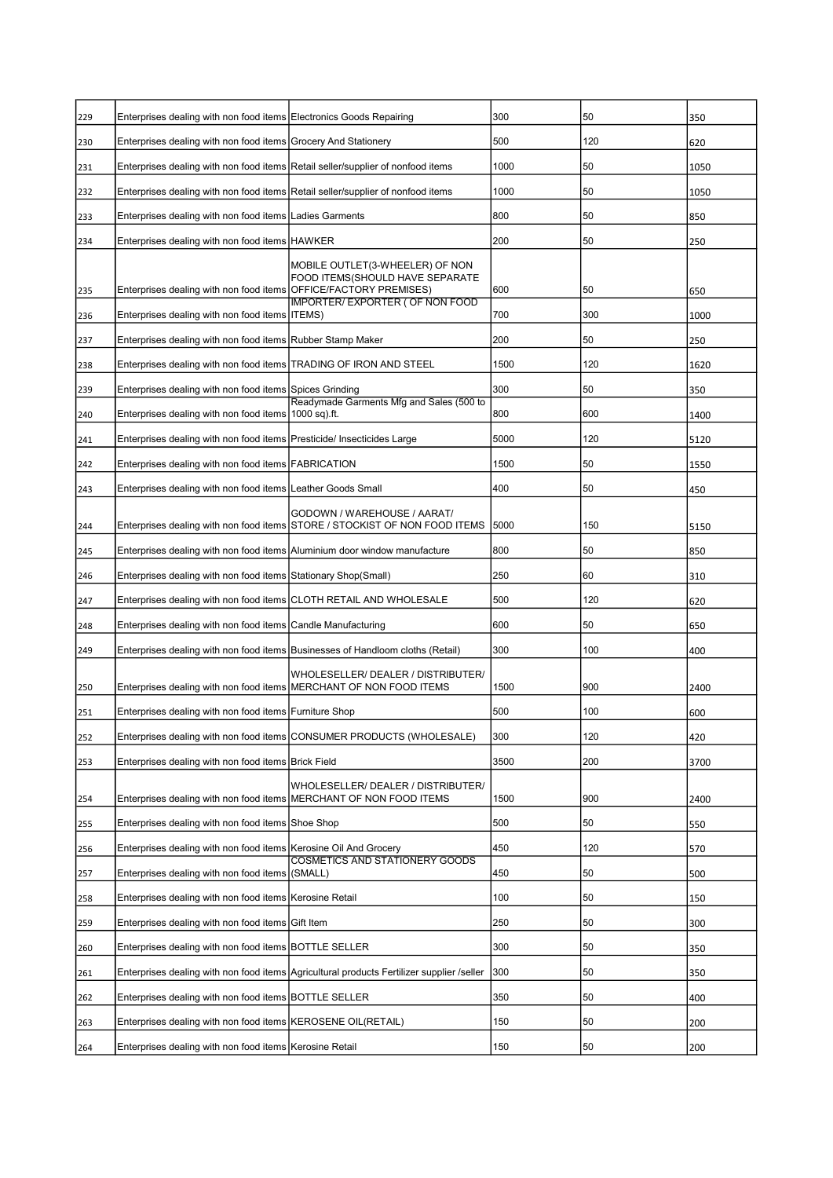| | | | | | |
|---|---|---|---|---|---|
| 229 | Enterprises dealing with non food items | Electronics Goods Repairing | 300 | 50 | 350 |
| 230 | Enterprises dealing with non food items | Grocery And Stationery | 500 | 120 | 620 |
| 231 | Enterprises dealing with non food items | Retail seller/supplier of nonfood items | 1000 | 50 | 1050 |
| 232 | Enterprises dealing with non food items | Retail seller/supplier of nonfood items | 1000 | 50 | 1050 |
| 233 | Enterprises dealing with non food items | Ladies Garments | 800 | 50 | 850 |
| 234 | Enterprises dealing with non food items | HAWKER | 200 | 50 | 250 |
| 235 | Enterprises dealing with non food items | MOBILE OUTLET(3-WHEELER) OF NON FOOD ITEMS(SHOULD HAVE SEPARATE OFFICE/FACTORY PREMISES) | 600 | 50 | 650 |
| 236 | Enterprises dealing with non food items | IMPORTER/ EXPORTER ( OF NON FOOD ITEMS) | 700 | 300 | 1000 |
| 237 | Enterprises dealing with non food items | Rubber Stamp Maker | 200 | 50 | 250 |
| 238 | Enterprises dealing with non food items | TRADING OF IRON AND STEEL | 1500 | 120 | 1620 |
| 239 | Enterprises dealing with non food items | Spices Grinding | 300 | 50 | 350 |
| 240 | Enterprises dealing with non food items | Readymade Garments Mfg and Sales (500 to 1000 sq).ft. | 800 | 600 | 1400 |
| 241 | Enterprises dealing with non food items | Presticide/ Insecticides Large | 5000 | 120 | 5120 |
| 242 | Enterprises dealing with non food items | FABRICATION | 1500 | 50 | 1550 |
| 243 | Enterprises dealing with non food items | Leather Goods Small | 400 | 50 | 450 |
| 244 | Enterprises dealing with non food items | GODOWN / WAREHOUSE / AARAT/ STORE / STOCKIST OF NON FOOD ITEMS | 5000 | 150 | 5150 |
| 245 | Enterprises dealing with non food items | Aluminium door window manufacture | 800 | 50 | 850 |
| 246 | Enterprises dealing with non food items | Stationary Shop(Small) | 250 | 60 | 310 |
| 247 | Enterprises dealing with non food items | CLOTH RETAIL AND WHOLESALE | 500 | 120 | 620 |
| 248 | Enterprises dealing with non food items | Candle Manufacturing | 600 | 50 | 650 |
| 249 | Enterprises dealing with non food items | Businesses of Handloom cloths (Retail) | 300 | 100 | 400 |
| 250 | Enterprises dealing with non food items | WHOLESELLER/ DEALER / DISTRIBUTER/ MERCHANT OF NON FOOD ITEMS | 1500 | 900 | 2400 |
| 251 | Enterprises dealing with non food items | Furniture Shop | 500 | 100 | 600 |
| 252 | Enterprises dealing with non food items | CONSUMER PRODUCTS (WHOLESALE) | 300 | 120 | 420 |
| 253 | Enterprises dealing with non food items | Brick Field | 3500 | 200 | 3700 |
| 254 | Enterprises dealing with non food items | WHOLESELLER/ DEALER / DISTRIBUTER/ MERCHANT OF NON FOOD ITEMS | 1500 | 900 | 2400 |
| 255 | Enterprises dealing with non food items | Shoe Shop | 500 | 50 | 550 |
| 256 | Enterprises dealing with non food items | Kerosine Oil And Grocery | 450 | 120 | 570 |
| 257 | Enterprises dealing with non food items | COSMETICS AND STATIONERY GOODS (SMALL) | 450 | 50 | 500 |
| 258 | Enterprises dealing with non food items | Kerosine Retail | 100 | 50 | 150 |
| 259 | Enterprises dealing with non food items | Gift Item | 250 | 50 | 300 |
| 260 | Enterprises dealing with non food items | BOTTLE SELLER | 300 | 50 | 350 |
| 261 | Enterprises dealing with non food items | Agricultural products Fertilizer supplier /seller | 300 | 50 | 350 |
| 262 | Enterprises dealing with non food items | BOTTLE SELLER | 350 | 50 | 400 |
| 263 | Enterprises dealing with non food items | KEROSENE OIL(RETAIL) | 150 | 50 | 200 |
| 264 | Enterprises dealing with non food items | Kerosine Retail | 150 | 50 | 200 |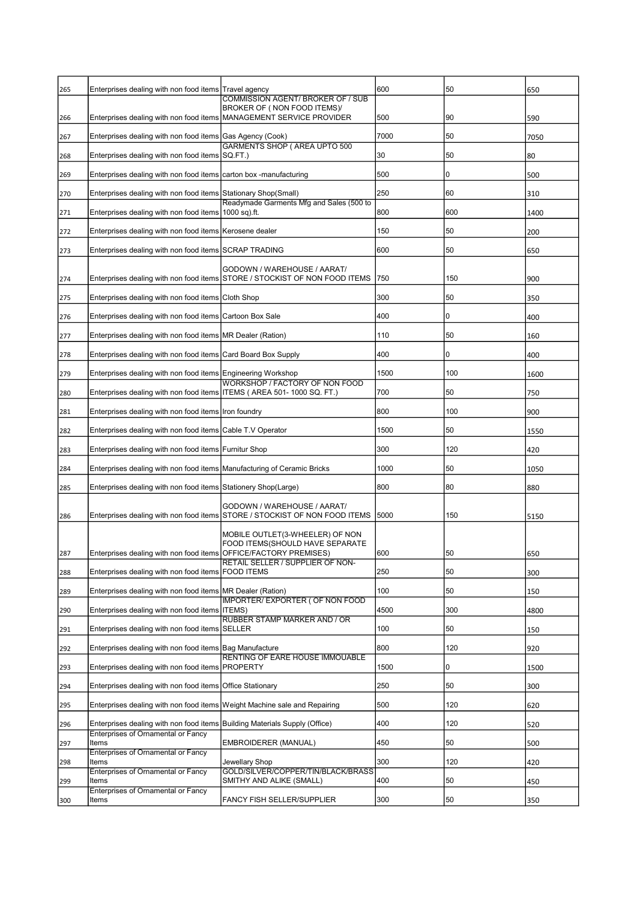| | | | | | |
|---|---|---|---|---|---|
| 265 | Enterprises dealing with non food items | Travel agency | 600 | 50 | 650 |
| 266 | Enterprises dealing with non food items | COMMISSION AGENT/ BROKER OF / SUB BROKER OF ( NON FOOD ITEMS)/ MANAGEMENT SERVICE PROVIDER | 500 | 90 | 590 |
| 267 | Enterprises dealing with non food items | Gas Agency (Cook) | 7000 | 50 | 7050 |
| 268 | Enterprises dealing with non food items | GARMENTS SHOP ( AREA UPTO 500 SQ.FT.) | 30 | 50 | 80 |
| 269 | Enterprises dealing with non food items | carton box -manufacturing | 500 | 0 | 500 |
| 270 | Enterprises dealing with non food items | Stationary Shop(Small) | 250 | 60 | 310 |
| 271 | Enterprises dealing with non food items | Readymade Garments Mfg and Sales (500 to 1000 sq).ft. | 800 | 600 | 1400 |
| 272 | Enterprises dealing with non food items | Kerosene dealer | 150 | 50 | 200 |
| 273 | Enterprises dealing with non food items | SCRAP TRADING | 600 | 50 | 650 |
| 274 | Enterprises dealing with non food items | GODOWN / WAREHOUSE / AARAT/ STORE / STOCKIST OF NON FOOD ITEMS | 750 | 150 | 900 |
| 275 | Enterprises dealing with non food items | Cloth Shop | 300 | 50 | 350 |
| 276 | Enterprises dealing with non food items | Cartoon Box Sale | 400 | 0 | 400 |
| 277 | Enterprises dealing with non food items | MR Dealer (Ration) | 110 | 50 | 160 |
| 278 | Enterprises dealing with non food items | Card Board Box Supply | 400 | 0 | 400 |
| 279 | Enterprises dealing with non food items | Engineering Workshop | 1500 | 100 | 1600 |
| 280 | Enterprises dealing with non food items | WORKSHOP / FACTORY OF NON FOOD ITEMS ( AREA 501- 1000 SQ. FT.) | 700 | 50 | 750 |
| 281 | Enterprises dealing with non food items | Iron foundry | 800 | 100 | 900 |
| 282 | Enterprises dealing with non food items | Cable T.V Operator | 1500 | 50 | 1550 |
| 283 | Enterprises dealing with non food items | Furnitur Shop | 300 | 120 | 420 |
| 284 | Enterprises dealing with non food items | Manufacturing of Ceramic Bricks | 1000 | 50 | 1050 |
| 285 | Enterprises dealing with non food items | Stationery Shop(Large) | 800 | 80 | 880 |
| 286 | Enterprises dealing with non food items | GODOWN / WAREHOUSE / AARAT/ STORE / STOCKIST OF NON FOOD ITEMS | 5000 | 150 | 5150 |
| 287 | Enterprises dealing with non food items | MOBILE OUTLET(3-WHEELER) OF NON FOOD ITEMS(SHOULD HAVE SEPARATE OFFICE/FACTORY PREMISES) | 600 | 50 | 650 |
| 288 | Enterprises dealing with non food items | RETAIL SELLER / SUPPLIER OF NON-FOOD ITEMS | 250 | 50 | 300 |
| 289 | Enterprises dealing with non food items | MR Dealer (Ration) | 100 | 50 | 150 |
| 290 | Enterprises dealing with non food items | IMPORTER/ EXPORTER ( OF NON FOOD ITEMS) | 4500 | 300 | 4800 |
| 291 | Enterprises dealing with non food items | RUBBER STAMP MARKER AND / OR SELLER | 100 | 50 | 150 |
| 292 | Enterprises dealing with non food items | Bag Manufacture | 800 | 120 | 920 |
| 293 | Enterprises dealing with non food items | RENTING OF EARE HOUSE IMMOUABLE PROPERTY | 1500 | 0 | 1500 |
| 294 | Enterprises dealing with non food items | Office Stationary | 250 | 50 | 300 |
| 295 | Enterprises dealing with non food items | Weight Machine sale and Repairing | 500 | 120 | 620 |
| 296 | Enterprises dealing with non food items | Building Materials Supply (Office) | 400 | 120 | 520 |
| 297 | Enterprises of Ornamental or Fancy Items | EMBROIDERER (MANUAL) | 450 | 50 | 500 |
| 298 | Enterprises of Ornamental or Fancy Items | Jewellary Shop | 300 | 120 | 420 |
| 299 | Enterprises of Ornamental or Fancy Items | GOLD/SILVER/COPPER/TIN/BLACK/BRASS SMITHY AND ALIKE (SMALL) | 400 | 50 | 450 |
| 300 | Enterprises of Ornamental or Fancy Items | FANCY FISH SELLER/SUPPLIER | 300 | 50 | 350 |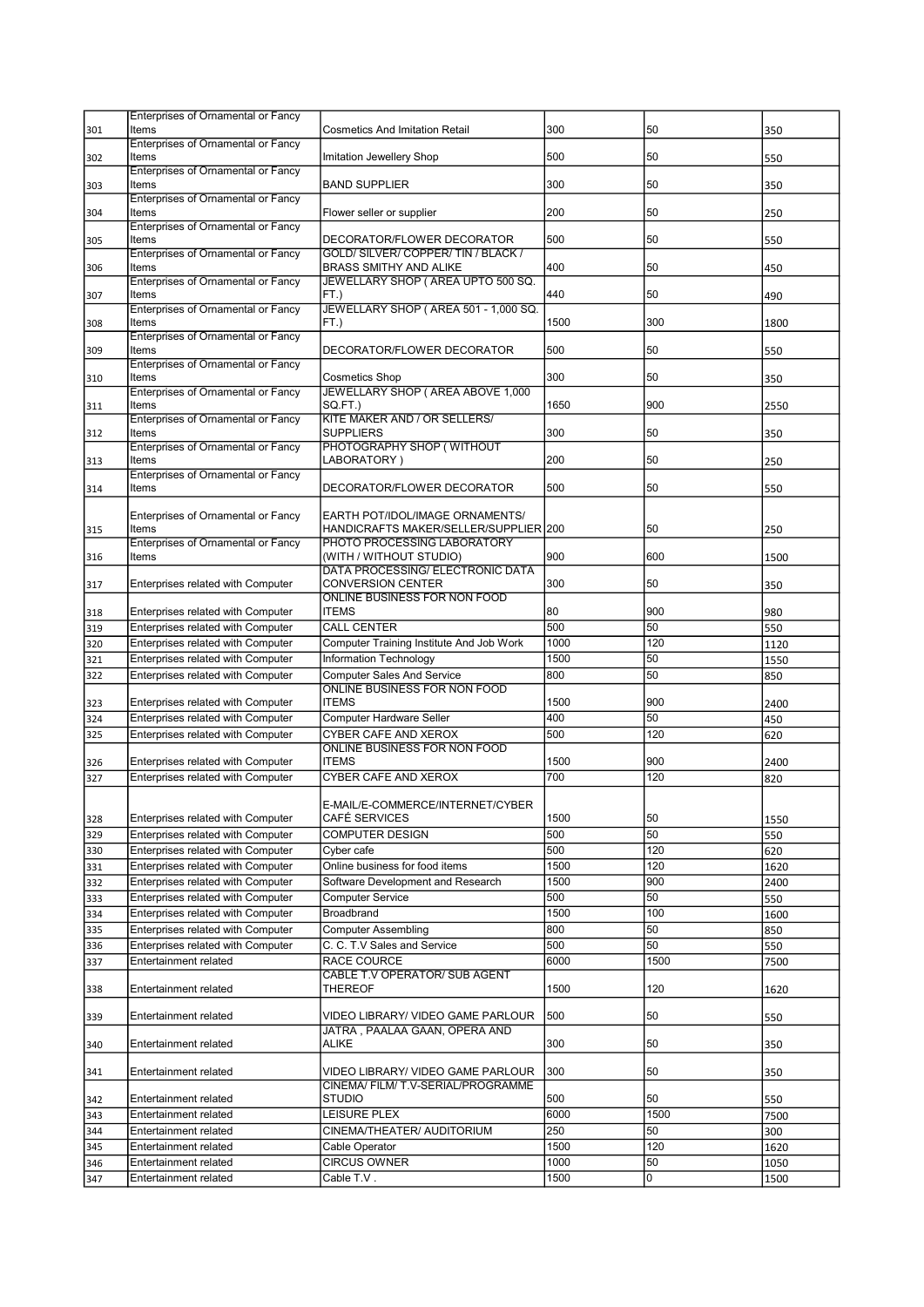| | | | | | |
|---|---|---|---|---|---|
| 301 | Enterprises of Ornamental or Fancy Items | Cosmetics And Imitation Retail | 300 | 50 | 350 |
| 302 | Enterprises of Ornamental or Fancy Items | Imitation Jewellery Shop | 500 | 50 | 550 |
| 303 | Enterprises of Ornamental or Fancy Items | BAND SUPPLIER | 300 | 50 | 350 |
| 304 | Enterprises of Ornamental or Fancy Items | Flower seller or supplier | 200 | 50 | 250 |
| 305 | Enterprises of Ornamental or Fancy Items | DECORATOR/FLOWER DECORATOR | 500 | 50 | 550 |
| 306 | Enterprises of Ornamental or Fancy Items | GOLD/ SILVER/ COPPER/ TIN / BLACK / BRASS SMITHY AND ALIKE | 400 | 50 | 450 |
| 307 | Enterprises of Ornamental or Fancy Items | JEWELLARY SHOP ( AREA UPTO 500 SQ. FT.) | 440 | 50 | 490 |
| 308 | Enterprises of Ornamental or Fancy Items | JEWELLARY SHOP ( AREA 501 - 1,000 SQ. FT.) | 1500 | 300 | 1800 |
| 309 | Enterprises of Ornamental or Fancy Items | DECORATOR/FLOWER DECORATOR | 500 | 50 | 550 |
| 310 | Enterprises of Ornamental or Fancy Items | Cosmetics Shop | 300 | 50 | 350 |
| 311 | Enterprises of Ornamental or Fancy Items | JEWELLARY SHOP ( AREA ABOVE 1,000 SQ.FT.) | 1650 | 900 | 2550 |
| 312 | Enterprises of Ornamental or Fancy Items | KITE MAKER AND / OR SELLERS/ SUPPLIERS | 300 | 50 | 350 |
| 313 | Enterprises of Ornamental or Fancy Items | PHOTOGRAPHY SHOP ( WITHOUT LABORATORY ) | 200 | 50 | 250 |
| 314 | Enterprises of Ornamental or Fancy Items | DECORATOR/FLOWER DECORATOR | 500 | 50 | 550 |
| 315 | Enterprises of Ornamental or Fancy Items | EARTH POT/IDOL/IMAGE ORNAMENTS/ HANDICRAFTS MAKER/SELLER/SUPPLIER | 200 | 50 | 250 |
| 316 | Enterprises of Ornamental or Fancy Items | PHOTO PROCESSING LABORATORY (WITH / WITHOUT STUDIO) | 900 | 600 | 1500 |
| 317 | Enterprises related with Computer | DATA PROCESSING/ ELECTRONIC DATA CONVERSION CENTER | 300 | 50 | 350 |
| 318 | Enterprises related with Computer | ONLINE BUSINESS FOR NON FOOD ITEMS | 80 | 900 | 980 |
| 319 | Enterprises related with Computer | CALL CENTER | 500 | 50 | 550 |
| 320 | Enterprises related with Computer | Computer Training Institute And Job Work | 1000 | 120 | 1120 |
| 321 | Enterprises related with Computer | Information Technology | 1500 | 50 | 1550 |
| 322 | Enterprises related with Computer | Computer Sales And Service | 800 | 50 | 850 |
| 323 | Enterprises related with Computer | ONLINE BUSINESS FOR NON FOOD ITEMS | 1500 | 900 | 2400 |
| 324 | Enterprises related with Computer | Computer Hardware Seller | 400 | 50 | 450 |
| 325 | Enterprises related with Computer | CYBER CAFE AND XEROX | 500 | 120 | 620 |
| 326 | Enterprises related with Computer | ONLINE BUSINESS FOR NON FOOD ITEMS | 1500 | 900 | 2400 |
| 327 | Enterprises related with Computer | CYBER CAFE AND XEROX | 700 | 120 | 820 |
| 328 | Enterprises related with Computer | E-MAIL/E-COMMERCE/INTERNET/CYBER CAFÉ SERVICES | 1500 | 50 | 1550 |
| 329 | Enterprises related with Computer | COMPUTER DESIGN | 500 | 50 | 550 |
| 330 | Enterprises related with Computer | Cyber cafe | 500 | 120 | 620 |
| 331 | Enterprises related with Computer | Online business for food items | 1500 | 120 | 1620 |
| 332 | Enterprises related with Computer | Software Development and Research | 1500 | 900 | 2400 |
| 333 | Enterprises related with Computer | Computer Service | 500 | 50 | 550 |
| 334 | Enterprises related with Computer | Broadbrand | 1500 | 100 | 1600 |
| 335 | Enterprises related with Computer | Computer Assembling | 800 | 50 | 850 |
| 336 | Enterprises related with Computer | C. C. T.V Sales and Service | 500 | 50 | 550 |
| 337 | Entertainment related | RACE COURCE | 6000 | 1500 | 7500 |
| 338 | Entertainment related | CABLE T.V OPERATOR/ SUB AGENT THEREOF | 1500 | 120 | 1620 |
| 339 | Entertainment related | VIDEO LIBRARY/ VIDEO GAME PARLOUR | 500 | 50 | 550 |
| 340 | Entertainment related | JATRA , PAALAA GAAN, OPERA AND ALIKE | 300 | 50 | 350 |
| 341 | Entertainment related | VIDEO LIBRARY/ VIDEO GAME PARLOUR | 300 | 50 | 350 |
| 342 | Entertainment related | CINEMA/ FILM/ T.V-SERIAL/PROGRAMME STUDIO | 500 | 50 | 550 |
| 343 | Entertainment related | LEISURE PLEX | 6000 | 1500 | 7500 |
| 344 | Entertainment related | CINEMA/THEATER/ AUDITORIUM | 250 | 50 | 300 |
| 345 | Entertainment related | Cable Operator | 1500 | 120 | 1620 |
| 346 | Entertainment related | CIRCUS OWNER | 1000 | 50 | 1050 |
| 347 | Entertainment related | Cable T.V . | 1500 | 0 | 1500 |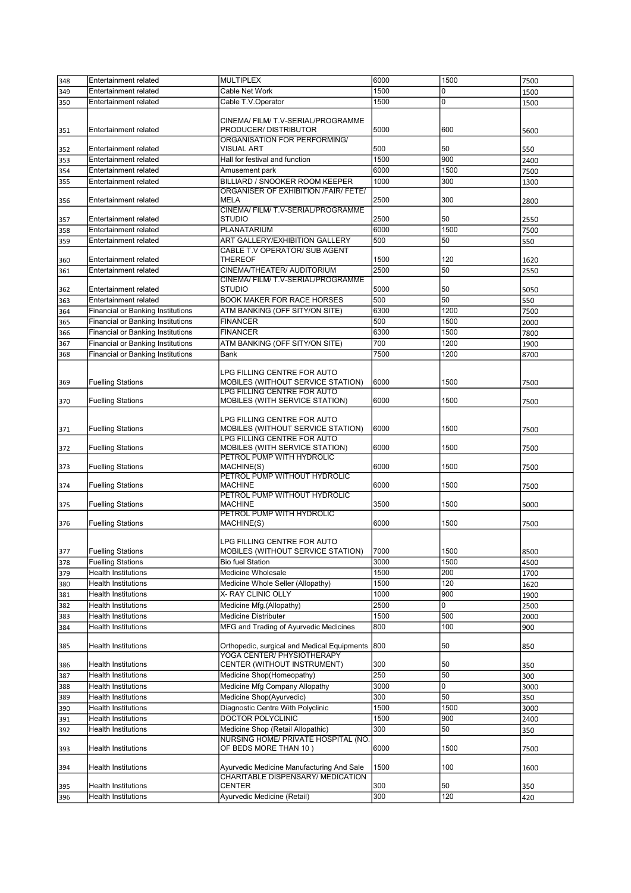| | | | | | |
|---|---|---|---|---|---|
| 348 | Entertainment related | MULTIPLEX | 6000 | 1500 | 7500 |
| 349 | Entertainment related | Cable Net Work | 1500 | 0 | 1500 |
| 350 | Entertainment related | Cable T.V.Operator | 1500 | 0 | 1500 |
| 351 | Entertainment related | CINEMA/ FILM/ T.V-SERIAL/PROGRAMME PRODUCER/ DISTRIBUTOR | 5000 | 600 | 5600 |
| 352 | Entertainment related | ORGANISATION FOR PERFORMING/ VISUAL ART | 500 | 50 | 550 |
| 353 | Entertainment related | Hall for festival and function | 1500 | 900 | 2400 |
| 354 | Entertainment related | Amusement park | 6000 | 1500 | 7500 |
| 355 | Entertainment related | BILLIARD / SNOOKER ROOM KEEPER | 1000 | 300 | 1300 |
| 356 | Entertainment related | ORGANISER OF EXHIBITION /FAIR/ FETE/ MELA | 2500 | 300 | 2800 |
| 357 | Entertainment related | CINEMA/ FILM/ T.V-SERIAL/PROGRAMME STUDIO | 2500 | 50 | 2550 |
| 358 | Entertainment related | PLANATARIUM | 6000 | 1500 | 7500 |
| 359 | Entertainment related | ART GALLERY/EXHIBITION GALLERY | 500 | 50 | 550 |
| 360 | Entertainment related | CABLE T.V OPERATOR/ SUB AGENT THEREOF | 1500 | 120 | 1620 |
| 361 | Entertainment related | CINEMA/THEATER/ AUDITORIUM | 2500 | 50 | 2550 |
| 362 | Entertainment related | CINEMA/ FILM/ T.V-SERIAL/PROGRAMME STUDIO | 5000 | 50 | 5050 |
| 363 | Entertainment related | BOOK MAKER FOR RACE HORSES | 500 | 50 | 550 |
| 364 | Financial or Banking Institutions | ATM BANKING (OFF SITY/ON SITE) | 6300 | 1200 | 7500 |
| 365 | Financial or Banking Institutions | FINANCER | 500 | 1500 | 2000 |
| 366 | Financial or Banking Institutions | FINANCER | 6300 | 1500 | 7800 |
| 367 | Financial or Banking Institutions | ATM BANKING (OFF SITY/ON SITE) | 700 | 1200 | 1900 |
| 368 | Financial or Banking Institutions | Bank | 7500 | 1200 | 8700 |
| 369 | Fuelling Stations | LPG FILLING CENTRE FOR AUTO MOBILES (WITHOUT SERVICE STATION) | 6000 | 1500 | 7500 |
| 370 | Fuelling Stations | LPG FILLING CENTRE FOR AUTO MOBILES (WITH SERVICE STATION) | 6000 | 1500 | 7500 |
| 371 | Fuelling Stations | LPG FILLING CENTRE FOR AUTO MOBILES (WITHOUT SERVICE STATION) | 6000 | 1500 | 7500 |
| 372 | Fuelling Stations | LPG FILLING CENTRE FOR AUTO MOBILES (WITH SERVICE STATION) | 6000 | 1500 | 7500 |
| 373 | Fuelling Stations | PETROL PUMP WITH HYDROLIC MACHINE(S) | 6000 | 1500 | 7500 |
| 374 | Fuelling Stations | PETROL PUMP WITHOUT HYDROLIC MACHINE | 6000 | 1500 | 7500 |
| 375 | Fuelling Stations | PETROL PUMP WITHOUT HYDROLIC MACHINE | 3500 | 1500 | 5000 |
| 376 | Fuelling Stations | PETROL PUMP WITH HYDROLIC MACHINE(S) | 6000 | 1500 | 7500 |
| 377 | Fuelling Stations | LPG FILLING CENTRE FOR AUTO MOBILES (WITHOUT SERVICE STATION) | 7000 | 1500 | 8500 |
| 378 | Fuelling Stations | Bio fuel Station | 3000 | 1500 | 4500 |
| 379 | Health Institutions | Medicine Wholesale | 1500 | 200 | 1700 |
| 380 | Health Institutions | Medicine Whole Seller (Allopathy) | 1500 | 120 | 1620 |
| 381 | Health Institutions | X- RAY CLINIC OLLY | 1000 | 900 | 1900 |
| 382 | Health Institutions | Medicine Mfg.(Allopathy) | 2500 | 0 | 2500 |
| 383 | Health Institutions | Medicine Distributer | 1500 | 500 | 2000 |
| 384 | Health Institutions | MFG and Trading of Ayurvedic Medicines | 800 | 100 | 900 |
| 385 | Health Institutions | Orthopedic, surgical and Medical Equipments | 800 | 50 | 850 |
| 386 | Health Institutions | YOGA CENTER/ PHYSIOTHERAPY CENTER (WITHOUT INSTRUMENT) | 300 | 50 | 350 |
| 387 | Health Institutions | Medicine Shop(Homeopathy) | 250 | 50 | 300 |
| 388 | Health Institutions | Medicine Mfg Company Allopathy | 3000 | 0 | 3000 |
| 389 | Health Institutions | Medicine Shop(Ayurvedic) | 300 | 50 | 350 |
| 390 | Health Institutions | Diagnostic Centre With Polyclinic | 1500 | 1500 | 3000 |
| 391 | Health Institutions | DOCTOR POLYCLINIC | 1500 | 900 | 2400 |
| 392 | Health Institutions | Medicine Shop (Retail Allopathic) | 300 | 50 | 350 |
| 393 | Health Institutions | NURSING HOME/ PRIVATE HOSPITAL (NO. OF BEDS MORE THAN 10 ) | 6000 | 1500 | 7500 |
| 394 | Health Institutions | Ayurvedic Medicine Manufacturing And Sale | 1500 | 100 | 1600 |
| 395 | Health Institutions | CHARITABLE DISPENSARY/ MEDICATION CENTER | 300 | 50 | 350 |
| 396 | Health Institutions | Ayurvedic Medicine (Retail) | 300 | 120 | 420 |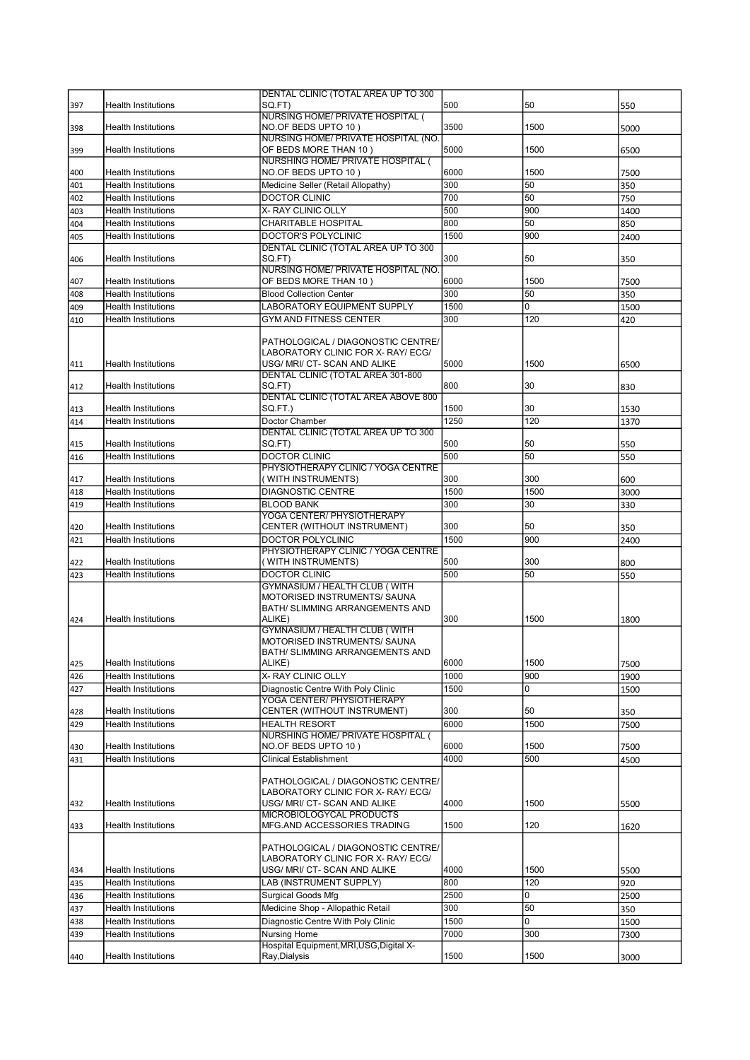| | | | | | |
|---|---|---|---|---|---|
| 397 | Health Institutions | DENTAL CLINIC (TOTAL AREA UP TO 300 SQ.FT) | 500 | 50 | 550 |
| 398 | Health Institutions | NURSING HOME/ PRIVATE HOSPITAL ( NO.OF BEDS UPTO 10 ) | 3500 | 1500 | 5000 |
| 399 | Health Institutions | NURSING HOME/ PRIVATE HOSPITAL (NO. OF BEDS MORE THAN 10 ) | 5000 | 1500 | 6500 |
| 400 | Health Institutions | NURSHING HOME/ PRIVATE HOSPITAL ( NO.OF BEDS UPTO 10 ) | 6000 | 1500 | 7500 |
| 401 | Health Institutions | Medicine Seller (Retail Allopathy) | 300 | 50 | 350 |
| 402 | Health Institutions | DOCTOR CLINIC | 700 | 50 | 750 |
| 403 | Health Institutions | X- RAY CLINIC OLLY | 500 | 900 | 1400 |
| 404 | Health Institutions | CHARITABLE HOSPITAL | 800 | 50 | 850 |
| 405 | Health Institutions | DOCTOR'S POLYCLINIC | 1500 | 900 | 2400 |
| 406 | Health Institutions | DENTAL CLINIC (TOTAL AREA UP TO 300 SQ.FT) | 300 | 50 | 350 |
| 407 | Health Institutions | NURSING HOME/ PRIVATE HOSPITAL (NO. OF BEDS MORE THAN 10 ) | 6000 | 1500 | 7500 |
| 408 | Health Institutions | Blood Collection Center | 300 | 50 | 350 |
| 409 | Health Institutions | LABORATORY EQUIPMENT SUPPLY | 1500 | 0 | 1500 |
| 410 | Health Institutions | GYM AND FITNESS CENTER | 300 | 120 | 420 |
| 411 | Health Institutions | PATHOLOGICAL / DIAGONOSTIC CENTRE/ LABORATORY CLINIC FOR X- RAY/ ECG/ USG/ MRI/ CT- SCAN AND ALIKE | 5000 | 1500 | 6500 |
| 412 | Health Institutions | DENTAL CLINIC (TOTAL AREA 301-800 SQ.FT) | 800 | 30 | 830 |
| 413 | Health Institutions | DENTAL CLINIC (TOTAL AREA ABOVE 800 SQ.FT.) | 1500 | 30 | 1530 |
| 414 | Health Institutions | Doctor Chamber | 1250 | 120 | 1370 |
| 415 | Health Institutions | DENTAL CLINIC (TOTAL AREA UP TO 300 SQ.FT) | 500 | 50 | 550 |
| 416 | Health Institutions | DOCTOR CLINIC | 500 | 50 | 550 |
| 417 | Health Institutions | PHYSIOTHERAPY CLINIC / YOGA CENTRE ( WITH INSTRUMENTS) | 300 | 300 | 600 |
| 418 | Health Institutions | DIAGNOSTIC CENTRE | 1500 | 1500 | 3000 |
| 419 | Health Institutions | BLOOD BANK | 300 | 30 | 330 |
| 420 | Health Institutions | YOGA CENTER/ PHYSIOTHERAPY CENTER (WITHOUT INSTRUMENT) | 300 | 50 | 350 |
| 421 | Health Institutions | DOCTOR POLYCLINIC | 1500 | 900 | 2400 |
| 422 | Health Institutions | PHYSIOTHERAPY CLINIC / YOGA CENTRE ( WITH INSTRUMENTS) | 500 | 300 | 800 |
| 423 | Health Institutions | DOCTOR CLINIC | 500 | 50 | 550 |
| 424 | Health Institutions | GYMNASIUM / HEALTH CLUB ( WITH MOTORISED INSTRUMENTS/ SAUNA BATH/ SLIMMING ARRANGEMENTS AND ALIKE) | 300 | 1500 | 1800 |
| 425 | Health Institutions | GYMNASIUM / HEALTH CLUB ( WITH MOTORISED INSTRUMENTS/ SAUNA BATH/ SLIMMING ARRANGEMENTS AND ALIKE) | 6000 | 1500 | 7500 |
| 426 | Health Institutions | X- RAY CLINIC OLLY | 1000 | 900 | 1900 |
| 427 | Health Institutions | Diagnostic Centre With Poly Clinic | 1500 | 0 | 1500 |
| 428 | Health Institutions | YOGA CENTER/ PHYSIOTHERAPY CENTER (WITHOUT INSTRUMENT) | 300 | 50 | 350 |
| 429 | Health Institutions | HEALTH RESORT | 6000 | 1500 | 7500 |
| 430 | Health Institutions | NURSHING HOME/ PRIVATE HOSPITAL ( NO.OF BEDS UPTO 10 ) | 6000 | 1500 | 7500 |
| 431 | Health Institutions | Clinical Establishment | 4000 | 500 | 4500 |
| 432 | Health Institutions | PATHOLOGICAL / DIAGONOSTIC CENTRE/ LABORATORY CLINIC FOR X- RAY/ ECG/ USG/ MRI/ CT- SCAN AND ALIKE | 4000 | 1500 | 5500 |
| 433 | Health Institutions | MICROBIOLOGYCAL PRODUCTS MFG.AND ACCESSORIES TRADING | 1500 | 120 | 1620 |
| 434 | Health Institutions | PATHOLOGICAL / DIAGONOSTIC CENTRE/ LABORATORY CLINIC FOR X- RAY/ ECG/ USG/ MRI/ CT- SCAN AND ALIKE | 4000 | 1500 | 5500 |
| 435 | Health Institutions | LAB (INSTRUMENT SUPPLY) | 800 | 120 | 920 |
| 436 | Health Institutions | Surgical Goods Mfg | 2500 | 0 | 2500 |
| 437 | Health Institutions | Medicine Shop - Allopathic Retail | 300 | 50 | 350 |
| 438 | Health Institutions | Diagnostic Centre With Poly Clinic | 1500 | 0 | 1500 |
| 439 | Health Institutions | Nursing Home | 7000 | 300 | 7300 |
| 440 | Health Institutions | Hospital Equipment,MRI,USG,Digital X-Ray,Dialysis | 1500 | 1500 | 3000 |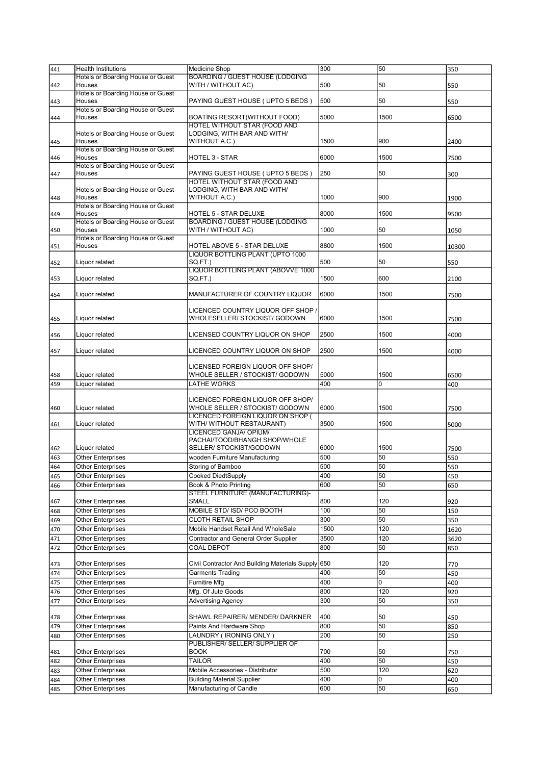| | | | | | |
|---|---|---|---|---|---|
| 441 | Health Institutions | Medicine Shop | 300 | 50 | 350 |
| 442 | Hotels or Boarding House or Guest Houses | BOARDING / GUEST HOUSE (LODGING WITH / WITHOUT AC) | 500 | 50 | 550 |
| 443 | Hotels or Boarding House or Guest Houses | PAYING GUEST HOUSE ( UPTO 5 BEDS ) | 500 | 50 | 550 |
| 444 | Hotels or Boarding House or Guest Houses | BOATING RESORT(WITHOUT FOOD) | 5000 | 1500 | 6500 |
| 445 | Hotels or Boarding House or Guest Houses | HOTEL WITHOUT STAR (FOOD AND LODGING, WITH BAR AND WITH/ WITHOUT A.C.) | 1500 | 900 | 2400 |
| 446 | Hotels or Boarding House or Guest Houses | HOTEL 3 - STAR | 6000 | 1500 | 7500 |
| 447 | Hotels or Boarding House or Guest Houses | PAYING GUEST HOUSE ( UPTO 5 BEDS ) | 250 | 50 | 300 |
| 448 | Hotels or Boarding House or Guest Houses | HOTEL WITHOUT STAR (FOOD AND LODGING, WITH BAR AND WITH/ WITHOUT A.C.) | 1000 | 900 | 1900 |
| 449 | Hotels or Boarding House or Guest Houses | HOTEL 5 - STAR DELUXE | 8000 | 1500 | 9500 |
| 450 | Hotels or Boarding House or Guest Houses | BOARDING / GUEST HOUSE (LODGING WITH / WITHOUT AC) | 1000 | 50 | 1050 |
| 451 | Hotels or Boarding House or Guest Houses | HOTEL ABOVE 5 - STAR DELUXE | 8800 | 1500 | 10300 |
| 452 | Liquor related | LIQUOR BOTTLING PLANT (UPTO 1000 SQ.FT.) | 500 | 50 | 550 |
| 453 | Liquor related | LIQUOR BOTTLING PLANT (ABOVVE 1000 SQ.FT.) | 1500 | 600 | 2100 |
| 454 | Liquor related | MANUFACTURER OF COUNTRY LIQUOR | 6000 | 1500 | 7500 |
| 455 | Liquor related | LICENCED COUNTRY LIQUOR OFF SHOP / WHOLESELLER/ STOCKIST/ GODOWN | 6000 | 1500 | 7500 |
| 456 | Liquor related | LICENSED COUNTRY LIQUOR ON SHOP | 2500 | 1500 | 4000 |
| 457 | Liquor related | LICENCED COUNTRY LIQUOR ON SHOP | 2500 | 1500 | 4000 |
| 458 | Liquor related | LICENSED FOREIGN LIQUOR OFF SHOP/ WHOLE SELLER / STOCKIST/ GODOWN | 5000 | 1500 | 6500 |
| 459 | Liquor related | LATHE WORKS | 400 | 0 | 400 |
| 460 | Liquor related | LICENCED FOREIGN LIQUOR OFF SHOP/ WHOLE SELLER / STOCKIST/ GODOWN | 6000 | 1500 | 7500 |
| 461 | Liquor related | LICENCED FOREIGN LIQUOR ON SHOP ( WITH/ WITHOUT RESTAURANT) | 3500 | 1500 | 5000 |
| 462 | Liquor related | LICENCED GANJA/ OPIUM/ PACHAI/TOOD/BHANGH SHOP/WHOLE SELLER/ STOCKIST/GODOWN | 6000 | 1500 | 7500 |
| 463 | Other Enterprises | wooden Furniture Manufacturing | 500 | 50 | 550 |
| 464 | Other Enterprises | Storing of Bamboo | 500 | 50 | 550 |
| 465 | Other Enterprises | Cooked DiedtSupply | 400 | 50 | 450 |
| 466 | Other Enterprises | Book & Photo Printing | 600 | 50 | 650 |
| 467 | Other Enterprises | STEEL FURNITURE (MANUFACTURING)-SMALL | 800 | 120 | 920 |
| 468 | Other Enterprises | MOBILE STD/ ISD/ PCO BOOTH | 100 | 50 | 150 |
| 469 | Other Enterprises | CLOTH RETAIL SHOP | 300 | 50 | 350 |
| 470 | Other Enterprises | Mobile Handset Retail And WholeSale | 1500 | 120 | 1620 |
| 471 | Other Enterprises | Contractor and General Order Supplier | 3500 | 120 | 3620 |
| 472 | Other Enterprises | COAL DEPOT | 800 | 50 | 850 |
| 473 | Other Enterprises | Civil Contractor And Building Materials Supply | 650 | 120 | 770 |
| 474 | Other Enterprises | Garments Trading | 400 | 50 | 450 |
| 475 | Other Enterprises | Furnitire Mfg | 400 | 0 | 400 |
| 476 | Other Enterprises | Mfg. Of Jute Goods | 800 | 120 | 920 |
| 477 | Other Enterprises | Advertising Agency | 300 | 50 | 350 |
| 478 | Other Enterprises | SHAWL REPAIRER/ MENDER/ DARKNER | 400 | 50 | 450 |
| 479 | Other Enterprises | Paints And Hardware Shop | 800 | 50 | 850 |
| 480 | Other Enterprises | LAUNDRY ( IRONING ONLY ) | 200 | 50 | 250 |
| 481 | Other Enterprises | PUBLISHER/ SELLER/ SUPPLIER OF BOOK | 700 | 50 | 750 |
| 482 | Other Enterprises | TAILOR | 400 | 50 | 450 |
| 483 | Other Enterprises | Mobile Accessories - Distributor | 500 | 120 | 620 |
| 484 | Other Enterprises | Building Material Supplier | 400 | 0 | 400 |
| 485 | Other Enterprises | Manufacturing of Candle | 600 | 50 | 650 |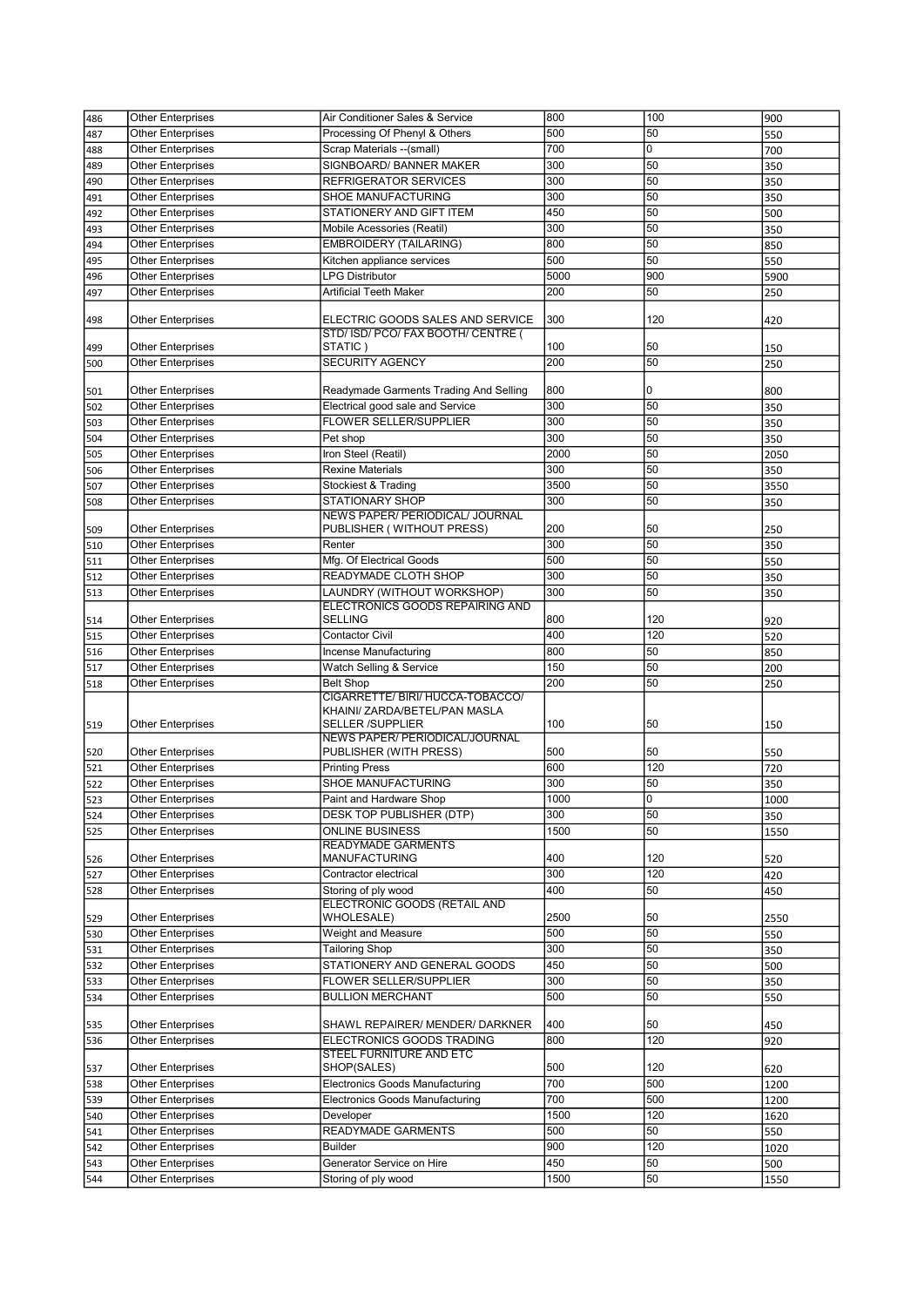| | | | | | |
|---|---|---|---|---|---|
| 486 | Other Enterprises | Air Conditioner Sales & Service | 800 | 100 | 900 |
| 487 | Other Enterprises | Processing Of Phenyl & Others | 500 | 50 | 550 |
| 488 | Other Enterprises | Scrap Materials --(small) | 700 | 0 | 700 |
| 489 | Other Enterprises | SIGNBOARD/ BANNER MAKER | 300 | 50 | 350 |
| 490 | Other Enterprises | REFRIGERATOR SERVICES | 300 | 50 | 350 |
| 491 | Other Enterprises | SHOE MANUFACTURING | 300 | 50 | 350 |
| 492 | Other Enterprises | STATIONERY AND GIFT ITEM | 450 | 50 | 500 |
| 493 | Other Enterprises | Mobile Acessories (Reatil) | 300 | 50 | 350 |
| 494 | Other Enterprises | EMBROIDERY (TAILARING) | 800 | 50 | 850 |
| 495 | Other Enterprises | Kitchen appliance services | 500 | 50 | 550 |
| 496 | Other Enterprises | LPG Distributor | 5000 | 900 | 5900 |
| 497 | Other Enterprises | Artificial Teeth Maker | 200 | 50 | 250 |
| 498 | Other Enterprises | ELECTRIC GOODS SALES AND SERVICE | 300 | 120 | 420 |
| 499 | Other Enterprises | STD/ ISD/ PCO/ FAX BOOTH/ CENTRE ( STATIC ) | 100 | 50 | 150 |
| 500 | Other Enterprises | SECURITY AGENCY | 200 | 50 | 250 |
| 501 | Other Enterprises | Readymade Garments Trading And Selling | 800 | 0 | 800 |
| 502 | Other Enterprises | Electrical good sale and Service | 300 | 50 | 350 |
| 503 | Other Enterprises | FLOWER SELLER/SUPPLIER | 300 | 50 | 350 |
| 504 | Other Enterprises | Pet shop | 300 | 50 | 350 |
| 505 | Other Enterprises | Iron Steel (Reatil) | 2000 | 50 | 2050 |
| 506 | Other Enterprises | Rexine Materials | 300 | 50 | 350 |
| 507 | Other Enterprises | Stockiest & Trading | 3500 | 50 | 3550 |
| 508 | Other Enterprises | STATIONARY SHOP | 300 | 50 | 350 |
| 509 | Other Enterprises | NEWS PAPER/ PERIODICAL/ JOURNAL PUBLISHER ( WITHOUT PRESS) | 200 | 50 | 250 |
| 510 | Other Enterprises | Renter | 300 | 50 | 350 |
| 511 | Other Enterprises | Mfg. Of Electrical Goods | 500 | 50 | 550 |
| 512 | Other Enterprises | READYMADE CLOTH SHOP | 300 | 50 | 350 |
| 513 | Other Enterprises | LAUNDRY (WITHOUT WORKSHOP) | 300 | 50 | 350 |
| 514 | Other Enterprises | ELECTRONICS GOODS REPAIRING AND SELLING | 800 | 120 | 920 |
| 515 | Other Enterprises | Contactor Civil | 400 | 120 | 520 |
| 516 | Other Enterprises | Incense Manufacturing | 800 | 50 | 850 |
| 517 | Other Enterprises | Watch Selling & Service | 150 | 50 | 200 |
| 518 | Other Enterprises | Belt Shop | 200 | 50 | 250 |
| 519 | Other Enterprises | CIGARRETTE/ BIRI/ HUCCA-TOBACCO/ KHAINI/ ZARDA/BETEL/PAN MASLA SELLER /SUPPLIER | 100 | 50 | 150 |
| 520 | Other Enterprises | NEWS PAPER/ PERIODICAL/JOURNAL PUBLISHER (WITH PRESS) | 500 | 50 | 550 |
| 521 | Other Enterprises | Printing Press | 600 | 120 | 720 |
| 522 | Other Enterprises | SHOE MANUFACTURING | 300 | 50 | 350 |
| 523 | Other Enterprises | Paint and Hardware Shop | 1000 | 0 | 1000 |
| 524 | Other Enterprises | DESK TOP PUBLISHER (DTP) | 300 | 50 | 350 |
| 525 | Other Enterprises | ONLINE BUSINESS | 1500 | 50 | 1550 |
| 526 | Other Enterprises | READYMADE GARMENTS MANUFACTURING | 400 | 120 | 520 |
| 527 | Other Enterprises | Contractor electrical | 300 | 120 | 420 |
| 528 | Other Enterprises | Storing of ply wood | 400 | 50 | 450 |
| 529 | Other Enterprises | ELECTRONIC GOODS (RETAIL AND WHOLESALE) | 2500 | 50 | 2550 |
| 530 | Other Enterprises | Weight and Measure | 500 | 50 | 550 |
| 531 | Other Enterprises | Tailoring Shop | 300 | 50 | 350 |
| 532 | Other Enterprises | STATIONERY AND GENERAL GOODS | 450 | 50 | 500 |
| 533 | Other Enterprises | FLOWER SELLER/SUPPLIER | 300 | 50 | 350 |
| 534 | Other Enterprises | BULLION MERCHANT | 500 | 50 | 550 |
| 535 | Other Enterprises | SHAWL REPAIRER/ MENDER/ DARKNER | 400 | 50 | 450 |
| 536 | Other Enterprises | ELECTRONICS GOODS TRADING | 800 | 120 | 920 |
| 537 | Other Enterprises | STEEL FURNITURE AND ETC SHOP(SALES) | 500 | 120 | 620 |
| 538 | Other Enterprises | Electronics Goods Manufacturing | 700 | 500 | 1200 |
| 539 | Other Enterprises | Electronics Goods Manufacturing | 700 | 500 | 1200 |
| 540 | Other Enterprises | Developer | 1500 | 120 | 1620 |
| 541 | Other Enterprises | READYMADE GARMENTS | 500 | 50 | 550 |
| 542 | Other Enterprises | Builder | 900 | 120 | 1020 |
| 543 | Other Enterprises | Generator Service on Hire | 450 | 50 | 500 |
| 544 | Other Enterprises | Storing of ply wood | 1500 | 50 | 1550 |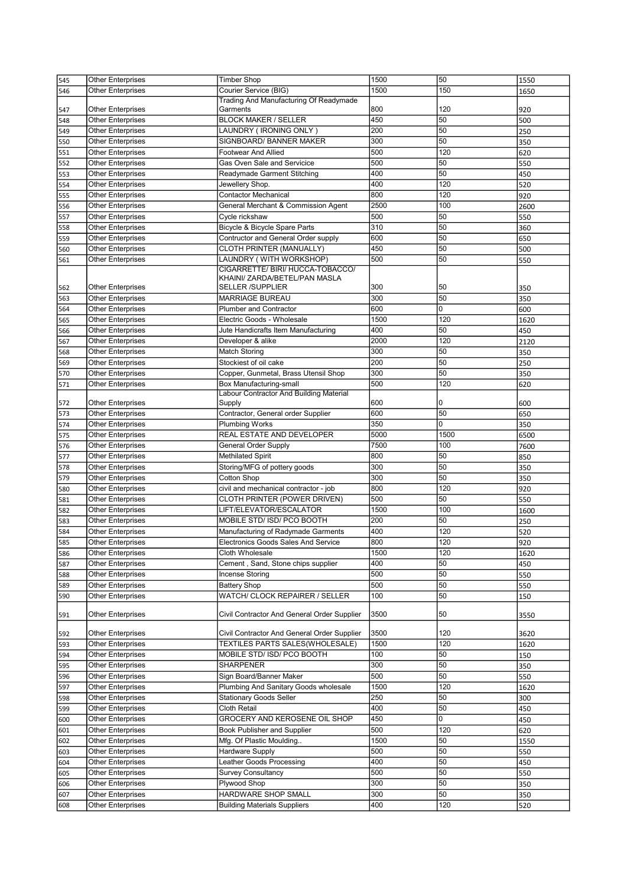| | | | | | |
|---|---|---|---|---|---|
| 545 | Other Enterprises | Timber Shop | 1500 | 50 | 1550 |
| 546 | Other Enterprises | Courier Service (BIG) | 1500 | 150 | 1650 |
| 547 | Other Enterprises | Trading And Manufacturing Of Readymade Garments | 800 | 120 | 920 |
| 548 | Other Enterprises | BLOCK MAKER / SELLER | 450 | 50 | 500 |
| 549 | Other Enterprises | LAUNDRY ( IRONING ONLY ) | 200 | 50 | 250 |
| 550 | Other Enterprises | SIGNBOARD/ BANNER MAKER | 300 | 50 | 350 |
| 551 | Other Enterprises | Footwear And Allied | 500 | 120 | 620 |
| 552 | Other Enterprises | Gas Oven Sale and Servicice | 500 | 50 | 550 |
| 553 | Other Enterprises | Readymade Garment Stitching | 400 | 50 | 450 |
| 554 | Other Enterprises | Jewellery Shop. | 400 | 120 | 520 |
| 555 | Other Enterprises | Contactor Mechanical | 800 | 120 | 920 |
| 556 | Other Enterprises | General Merchant & Commission Agent | 2500 | 100 | 2600 |
| 557 | Other Enterprises | Cycle rickshaw | 500 | 50 | 550 |
| 558 | Other Enterprises | Bicycle & Bicycle Spare Parts | 310 | 50 | 360 |
| 559 | Other Enterprises | Contructor and General Order supply | 600 | 50 | 650 |
| 560 | Other Enterprises | CLOTH PRINTER (MANUALLY) | 450 | 50 | 500 |
| 561 | Other Enterprises | LAUNDRY ( WITH WORKSHOP) | 500 | 50 | 550 |
| 562 | Other Enterprises | CIGARRETTE/ BIRI/ HUCCA-TOBACCO/ KHAINI/ ZARDA/BETEL/PAN MASLA SELLER /SUPPLIER | 300 | 50 | 350 |
| 563 | Other Enterprises | MARRIAGE BUREAU | 300 | 50 | 350 |
| 564 | Other Enterprises | Plumber and Contractor | 600 | 0 | 600 |
| 565 | Other Enterprises | Electric Goods - Wholesale | 1500 | 120 | 1620 |
| 566 | Other Enterprises | Jute Handicrafts Item Manufacturing | 400 | 50 | 450 |
| 567 | Other Enterprises | Developer & alike | 2000 | 120 | 2120 |
| 568 | Other Enterprises | Match Storing | 300 | 50 | 350 |
| 569 | Other Enterprises | Stockiest of oil cake | 200 | 50 | 250 |
| 570 | Other Enterprises | Copper, Gunmetal, Brass Utensil Shop | 300 | 50 | 350 |
| 571 | Other Enterprises | Box Manufacturing-small | 500 | 120 | 620 |
| 572 | Other Enterprises | Labour Contractor And Building Material Supply | 600 | 0 | 600 |
| 573 | Other Enterprises | Contractor, General order Supplier | 600 | 50 | 650 |
| 574 | Other Enterprises | Plumbing Works | 350 | 0 | 350 |
| 575 | Other Enterprises | REAL ESTATE AND DEVELOPER | 5000 | 1500 | 6500 |
| 576 | Other Enterprises | General Order Supply | 7500 | 100 | 7600 |
| 577 | Other Enterprises | Methilated Spirit | 800 | 50 | 850 |
| 578 | Other Enterprises | Storing/MFG of pottery goods | 300 | 50 | 350 |
| 579 | Other Enterprises | Cotton Shop | 300 | 50 | 350 |
| 580 | Other Enterprises | civil and mechanical contractor - job | 800 | 120 | 920 |
| 581 | Other Enterprises | CLOTH PRINTER (POWER DRIVEN) | 500 | 50 | 550 |
| 582 | Other Enterprises | LIFT/ELEVATOR/ESCALATOR | 1500 | 100 | 1600 |
| 583 | Other Enterprises | MOBILE STD/ ISD/ PCO BOOTH | 200 | 50 | 250 |
| 584 | Other Enterprises | Manufacturing of Radymade Garments | 400 | 120 | 520 |
| 585 | Other Enterprises | Electronics Goods Sales And Service | 800 | 120 | 920 |
| 586 | Other Enterprises | Cloth Wholesale | 1500 | 120 | 1620 |
| 587 | Other Enterprises | Cement , Sand, Stone chips supplier | 400 | 50 | 450 |
| 588 | Other Enterprises | Incense Storing | 500 | 50 | 550 |
| 589 | Other Enterprises | Battery Shop | 500 | 50 | 550 |
| 590 | Other Enterprises | WATCH/ CLOCK REPAIRER / SELLER | 100 | 50 | 150 |
| 591 | Other Enterprises | Civil Contractor And General Order Supplier | 3500 | 50 | 3550 |
| 592 | Other Enterprises | Civil Contractor And General Order Supplier | 3500 | 120 | 3620 |
| 593 | Other Enterprises | TEXTILES PARTS SALES(WHOLESALE) | 1500 | 120 | 1620 |
| 594 | Other Enterprises | MOBILE STD/ ISD/ PCO BOOTH | 100 | 50 | 150 |
| 595 | Other Enterprises | SHARPENER | 300 | 50 | 350 |
| 596 | Other Enterprises | Sign Board/Banner Maker | 500 | 50 | 550 |
| 597 | Other Enterprises | Plumbing And Sanitary Goods wholesale | 1500 | 120 | 1620 |
| 598 | Other Enterprises | Stationary Goods Seller | 250 | 50 | 300 |
| 599 | Other Enterprises | Cloth Retail | 400 | 50 | 450 |
| 600 | Other Enterprises | GROCERY AND KEROSENE OIL SHOP | 450 | 0 | 450 |
| 601 | Other Enterprises | Book Publisher and Supplier | 500 | 120 | 620 |
| 602 | Other Enterprises | Mfg. Of Plastic Moulding.. | 1500 | 50 | 1550 |
| 603 | Other Enterprises | Hardware Supply | 500 | 50 | 550 |
| 604 | Other Enterprises | Leather Goods Processing | 400 | 50 | 450 |
| 605 | Other Enterprises | Survey Consultancy | 500 | 50 | 550 |
| 606 | Other Enterprises | Plywood Shop | 300 | 50 | 350 |
| 607 | Other Enterprises | HARDWARE SHOP SMALL | 300 | 50 | 350 |
| 608 | Other Enterprises | Building Materials Suppliers | 400 | 120 | 520 |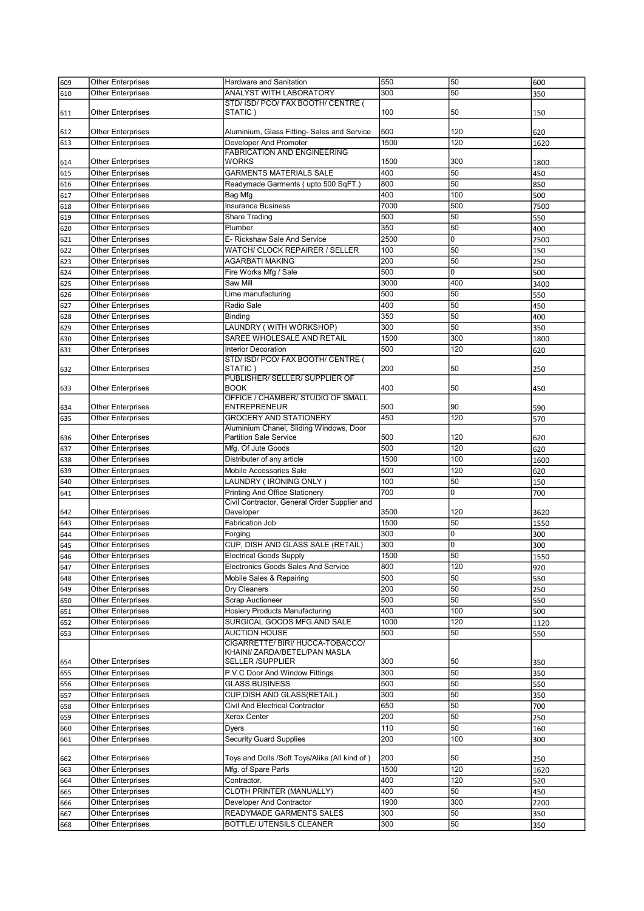| | | | | | |
|---|---|---|---|---|---|
| 609 | Other Enterprises | Hardware and Sanitation | 550 | 50 | 600 |
| 610 | Other Enterprises | ANALYST WITH LABORATORY | 300 | 50 | 350 |
| 611 | Other Enterprises | STD/ ISD/ PCO/ FAX BOOTH/ CENTRE ( STATIC ) | 100 | 50 | 150 |
| 612 | Other Enterprises | Aluminium, Glass Fitting- Sales and Service | 500 | 120 | 620 |
| 613 | Other Enterprises | Developer And Promoter | 1500 | 120 | 1620 |
| 614 | Other Enterprises | FABRICATION AND ENGINEERING WORKS | 1500 | 300 | 1800 |
| 615 | Other Enterprises | GARMENTS MATERIALS SALE | 400 | 50 | 450 |
| 616 | Other Enterprises | Readymade Garments ( upto 500 SqFT.) | 800 | 50 | 850 |
| 617 | Other Enterprises | Bag Mfg | 400 | 100 | 500 |
| 618 | Other Enterprises | Insurance Business | 7000 | 500 | 7500 |
| 619 | Other Enterprises | Share Trading | 500 | 50 | 550 |
| 620 | Other Enterprises | Plumber | 350 | 50 | 400 |
| 621 | Other Enterprises | E- Rickshaw Sale And Service | 2500 | 0 | 2500 |
| 622 | Other Enterprises | WATCH/ CLOCK REPAIRER / SELLER | 100 | 50 | 150 |
| 623 | Other Enterprises | AGARBATI MAKING | 200 | 50 | 250 |
| 624 | Other Enterprises | Fire Works Mfg / Sale | 500 | 0 | 500 |
| 625 | Other Enterprises | Saw Mill | 3000 | 400 | 3400 |
| 626 | Other Enterprises | Lime manufacturing | 500 | 50 | 550 |
| 627 | Other Enterprises | Radio Sale | 400 | 50 | 450 |
| 628 | Other Enterprises | Binding | 350 | 50 | 400 |
| 629 | Other Enterprises | LAUNDRY ( WITH WORKSHOP) | 300 | 50 | 350 |
| 630 | Other Enterprises | SAREE WHOLESALE AND RETAIL | 1500 | 300 | 1800 |
| 631 | Other Enterprises | Interior Decoration | 500 | 120 | 620 |
| 632 | Other Enterprises | STD/ ISD/ PCO/ FAX BOOTH/ CENTRE ( STATIC ) | 200 | 50 | 250 |
| 633 | Other Enterprises | PUBLISHER/ SELLER/ SUPPLIER OF BOOK | 400 | 50 | 450 |
| 634 | Other Enterprises | OFFICE / CHAMBER/ STUDIO OF SMALL ENTREPRENEUR | 500 | 90 | 590 |
| 635 | Other Enterprises | GROCERY AND STATIONERY | 450 | 120 | 570 |
| 636 | Other Enterprises | Aluminium Chanel, Sliding Windows, Door Partition Sale Service | 500 | 120 | 620 |
| 637 | Other Enterprises | Mfg. Of Jute Goods | 500 | 120 | 620 |
| 638 | Other Enterprises | Distributer of any article | 1500 | 100 | 1600 |
| 639 | Other Enterprises | Mobile Accessories Sale | 500 | 120 | 620 |
| 640 | Other Enterprises | LAUNDRY ( IRONING ONLY ) | 100 | 50 | 150 |
| 641 | Other Enterprises | Printing And Office Stationery | 700 | 0 | 700 |
| 642 | Other Enterprises | Civil Contractor, General Order Supplier and Developer | 3500 | 120 | 3620 |
| 643 | Other Enterprises | Fabrication Job | 1500 | 50 | 1550 |
| 644 | Other Enterprises | Forging | 300 | 0 | 300 |
| 645 | Other Enterprises | CUP, DISH AND GLASS SALE (RETAIL) | 300 | 0 | 300 |
| 646 | Other Enterprises | Electrical Goods Supply | 1500 | 50 | 1550 |
| 647 | Other Enterprises | Electronics Goods Sales And Service | 800 | 120 | 920 |
| 648 | Other Enterprises | Mobile Sales & Repairing | 500 | 50 | 550 |
| 649 | Other Enterprises | Dry Cleaners | 200 | 50 | 250 |
| 650 | Other Enterprises | Scrap Auctioneer | 500 | 50 | 550 |
| 651 | Other Enterprises | Hosiery Products Manufacturing | 400 | 100 | 500 |
| 652 | Other Enterprises | SURGICAL GOODS MFG.AND SALE | 1000 | 120 | 1120 |
| 653 | Other Enterprises | AUCTION HOUSE | 500 | 50 | 550 |
| 654 | Other Enterprises | CIGARRETTE/ BIRI/ HUCCA-TOBACCO/ KHAINI/ ZARDA/BETEL/PAN MASLA SELLER /SUPPLIER | 300 | 50 | 350 |
| 655 | Other Enterprises | P.V.C Door And Window Fittings | 300 | 50 | 350 |
| 656 | Other Enterprises | GLASS BUSINESS | 500 | 50 | 550 |
| 657 | Other Enterprises | CUP,DISH AND GLASS(RETAIL) | 300 | 50 | 350 |
| 658 | Other Enterprises | Civil And Electrical Contractor | 650 | 50 | 700 |
| 659 | Other Enterprises | Xerox Center | 200 | 50 | 250 |
| 660 | Other Enterprises | Dyers | 110 | 50 | 160 |
| 661 | Other Enterprises | Security Guard Supplies | 200 | 100 | 300 |
| 662 | Other Enterprises | Toys and Dolls /Soft Toys/Alike (All kind of ) | 200 | 50 | 250 |
| 663 | Other Enterprises | Mfg. of Spare Parts | 1500 | 120 | 1620 |
| 664 | Other Enterprises | Contractor. | 400 | 120 | 520 |
| 665 | Other Enterprises | CLOTH PRINTER (MANUALLY) | 400 | 50 | 450 |
| 666 | Other Enterprises | Developer And Contractor | 1900 | 300 | 2200 |
| 667 | Other Enterprises | READYMADE GARMENTS SALES | 300 | 50 | 350 |
| 668 | Other Enterprises | BOTTLE/ UTENSILS CLEANER | 300 | 50 | 350 |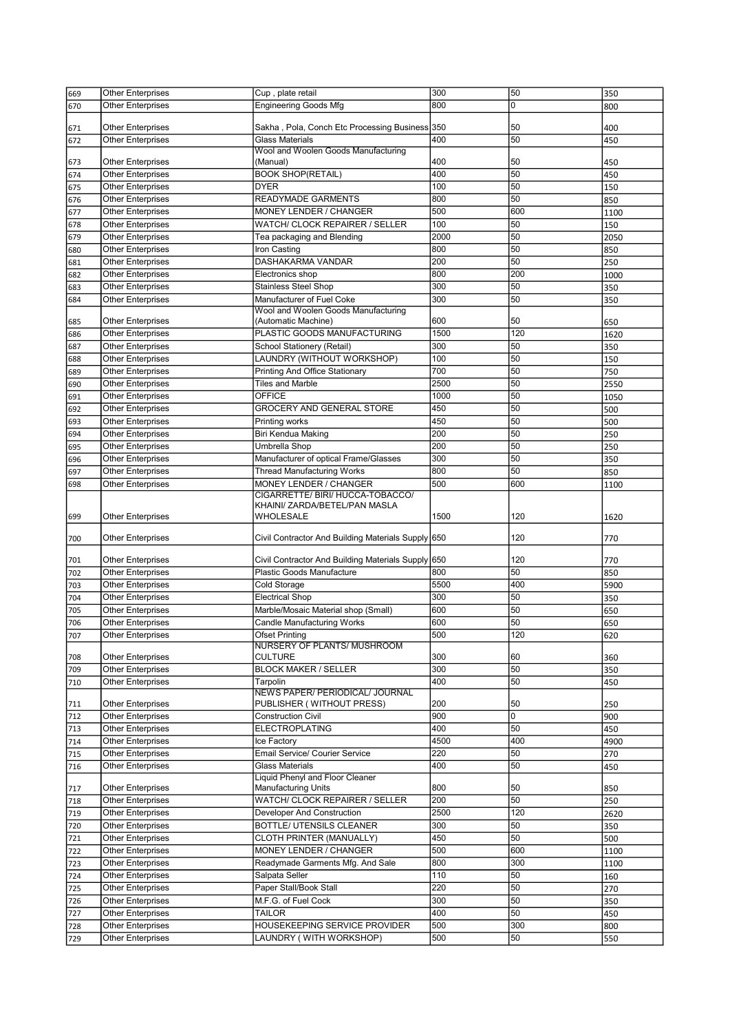| 669 | Other Enterprises | Cup , plate retail | 300 | 50 | 350 |
|---|---|---|---|---|---|
| 670 | Other Enterprises | Engineering Goods Mfg | 800 | 0 | 800 |
| 671 | Other Enterprises | Sakha , Pola, Conch Etc Processing Business | 350 | 50 | 400 |
| 672 | Other Enterprises | Glass Materials | 400 | 50 | 450 |
| 673 | Other Enterprises | Wool and Woolen Goods Manufacturing (Manual) | 400 | 50 | 450 |
| 674 | Other Enterprises | BOOK SHOP(RETAIL) | 400 | 50 | 450 |
| 675 | Other Enterprises | DYER | 100 | 50 | 150 |
| 676 | Other Enterprises | READYMADE GARMENTS | 800 | 50 | 850 |
| 677 | Other Enterprises | MONEY LENDER / CHANGER | 500 | 600 | 1100 |
| 678 | Other Enterprises | WATCH/ CLOCK REPAIRER / SELLER | 100 | 50 | 150 |
| 679 | Other Enterprises | Tea packaging and Blending | 2000 | 50 | 2050 |
| 680 | Other Enterprises | Iron Casting | 800 | 50 | 850 |
| 681 | Other Enterprises | DASHAKARMA VANDAR | 200 | 50 | 250 |
| 682 | Other Enterprises | Electronics shop | 800 | 200 | 1000 |
| 683 | Other Enterprises | Stainless Steel Shop | 300 | 50 | 350 |
| 684 | Other Enterprises | Manufacturer of Fuel Coke | 300 | 50 | 350 |
| 685 | Other Enterprises | Wool and Woolen Goods Manufacturing (Automatic Machine) | 600 | 50 | 650 |
| 686 | Other Enterprises | PLASTIC GOODS MANUFACTURING | 1500 | 120 | 1620 |
| 687 | Other Enterprises | School Stationery (Retail) | 300 | 50 | 350 |
| 688 | Other Enterprises | LAUNDRY (WITHOUT WORKSHOP) | 100 | 50 | 150 |
| 689 | Other Enterprises | Printing And Office Stationary | 700 | 50 | 750 |
| 690 | Other Enterprises | Tiles and Marble | 2500 | 50 | 2550 |
| 691 | Other Enterprises | OFFICE | 1000 | 50 | 1050 |
| 692 | Other Enterprises | GROCERY AND GENERAL STORE | 450 | 50 | 500 |
| 693 | Other Enterprises | Printing works | 450 | 50 | 500 |
| 694 | Other Enterprises | Biri Kendua Making | 200 | 50 | 250 |
| 695 | Other Enterprises | Umbrella Shop | 200 | 50 | 250 |
| 696 | Other Enterprises | Manufacturer of optical Frame/Glasses | 300 | 50 | 350 |
| 697 | Other Enterprises | Thread Manufacturing Works | 800 | 50 | 850 |
| 698 | Other Enterprises | MONEY LENDER / CHANGER | 500 | 600 | 1100 |
| 699 | Other Enterprises | CIGARRETTE/ BIRI/ HUCCA-TOBACCO/ KHAINI/ ZARDA/BETEL/PAN MASLA WHOLESALE | 1500 | 120 | 1620 |
| 700 | Other Enterprises | Civil Contractor And Building Materials Supply | 650 | 120 | 770 |
| 701 | Other Enterprises | Civil Contractor And Building Materials Supply | 650 | 120 | 770 |
| 702 | Other Enterprises | Plastic Goods Manufacture | 800 | 50 | 850 |
| 703 | Other Enterprises | Cold Storage | 5500 | 400 | 5900 |
| 704 | Other Enterprises | Electrical Shop | 300 | 50 | 350 |
| 705 | Other Enterprises | Marble/Mosaic Material shop (Small) | 600 | 50 | 650 |
| 706 | Other Enterprises | Candle Manufacturing Works | 600 | 50 | 650 |
| 707 | Other Enterprises | Ofset Printing | 500 | 120 | 620 |
| 708 | Other Enterprises | NURSERY OF PLANTS/ MUSHROOM CULTURE | 300 | 60 | 360 |
| 709 | Other Enterprises | BLOCK MAKER / SELLER | 300 | 50 | 350 |
| 710 | Other Enterprises | Tarpolin | 400 | 50 | 450 |
| 711 | Other Enterprises | NEWS PAPER/ PERIODICAL/ JOURNAL PUBLISHER ( WITHOUT PRESS) | 200 | 50 | 250 |
| 712 | Other Enterprises | Construction Civil | 900 | 0 | 900 |
| 713 | Other Enterprises | ELECTROPLATING | 400 | 50 | 450 |
| 714 | Other Enterprises | Ice Factory | 4500 | 400 | 4900 |
| 715 | Other Enterprises | Email Service/ Courier Service | 220 | 50 | 270 |
| 716 | Other Enterprises | Glass Materials | 400 | 50 | 450 |
| 717 | Other Enterprises | Liquid Phenyl and Floor Cleaner Manufacturing Units | 800 | 50 | 850 |
| 718 | Other Enterprises | WATCH/ CLOCK REPAIRER / SELLER | 200 | 50 | 250 |
| 719 | Other Enterprises | Developer And Construction | 2500 | 120 | 2620 |
| 720 | Other Enterprises | BOTTLE/ UTENSILS CLEANER | 300 | 50 | 350 |
| 721 | Other Enterprises | CLOTH PRINTER (MANUALLY) | 450 | 50 | 500 |
| 722 | Other Enterprises | MONEY LENDER / CHANGER | 500 | 600 | 1100 |
| 723 | Other Enterprises | Readymade Garments Mfg. And Sale | 800 | 300 | 1100 |
| 724 | Other Enterprises | Salpata Seller | 110 | 50 | 160 |
| 725 | Other Enterprises | Paper Stall/Book Stall | 220 | 50 | 270 |
| 726 | Other Enterprises | M.F.G. of Fuel Cock | 300 | 50 | 350 |
| 727 | Other Enterprises | TAILOR | 400 | 50 | 450 |
| 728 | Other Enterprises | HOUSEKEEPING SERVICE PROVIDER | 500 | 300 | 800 |
| 729 | Other Enterprises | LAUNDRY ( WITH WORKSHOP) | 500 | 50 | 550 |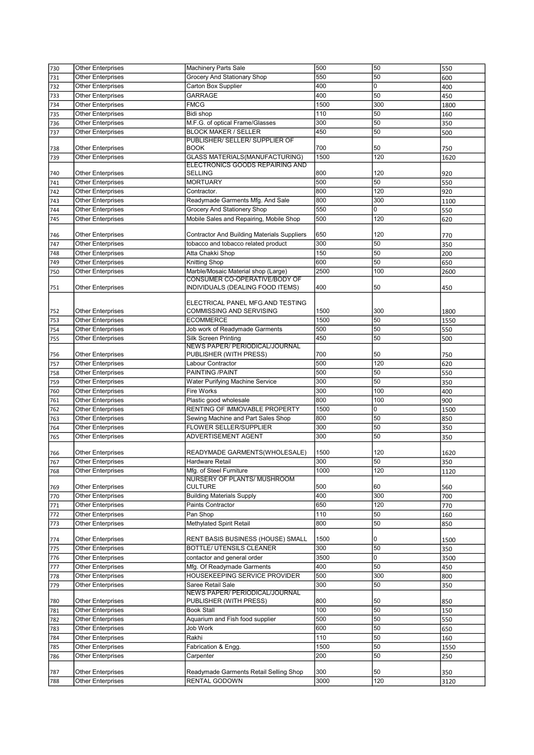| | | | | | |
|---|---|---|---|---|---|
| 730 | Other Enterprises | Machinery Parts Sale | 500 | 50 | 550 |
| 731 | Other Enterprises | Grocery And Stationary Shop | 550 | 50 | 600 |
| 732 | Other Enterprises | Carton Box Supplier | 400 | 0 | 400 |
| 733 | Other Enterprises | GARRAGE | 400 | 50 | 450 |
| 734 | Other Enterprises | FMCG | 1500 | 300 | 1800 |
| 735 | Other Enterprises | Bidi shop | 110 | 50 | 160 |
| 736 | Other Enterprises | M.F.G. of optical Frame/Glasses | 300 | 50 | 350 |
| 737 | Other Enterprises | BLOCK MAKER / SELLER | 450 | 50 | 500 |
| 738 | Other Enterprises | PUBLISHER/ SELLER/ SUPPLIER OF BOOK | 700 | 50 | 750 |
| 739 | Other Enterprises | GLASS MATERIALS(MANUFACTURING) | 1500 | 120 | 1620 |
| 740 | Other Enterprises | ELECTRONICS GOODS REPAIRING AND SELLING | 800 | 120 | 920 |
| 741 | Other Enterprises | MORTUARY | 500 | 50 | 550 |
| 742 | Other Enterprises | Contractor. | 800 | 120 | 920 |
| 743 | Other Enterprises | Readymade Garments Mfg. And Sale | 800 | 300 | 1100 |
| 744 | Other Enterprises | Grocery And Stationery Shop | 550 | 0 | 550 |
| 745 | Other Enterprises | Mobile Sales and Repairing, Mobile Shop | 500 | 120 | 620 |
| 746 | Other Enterprises | Contractor And Building Materials Suppliers | 650 | 120 | 770 |
| 747 | Other Enterprises | tobacco and tobacco related product | 300 | 50 | 350 |
| 748 | Other Enterprises | Atta Chakki Shop | 150 | 50 | 200 |
| 749 | Other Enterprises | Knitting Shop | 600 | 50 | 650 |
| 750 | Other Enterprises | Marble/Mosaic Material shop (Large) | 2500 | 100 | 2600 |
| 751 | Other Enterprises | CONSUMER CO-OPERATIVE/BODY OF INDIVIDUALS (DEALING FOOD ITEMS) | 400 | 50 | 450 |
| 752 | Other Enterprises | ELECTRICAL PANEL MFG.AND TESTING COMMISSING AND SERVISING | 1500 | 300 | 1800 |
| 753 | Other Enterprises | ECOMMERCE | 1500 | 50 | 1550 |
| 754 | Other Enterprises | Job work of Readymade Garments | 500 | 50 | 550 |
| 755 | Other Enterprises | Silk Screen Printing | 450 | 50 | 500 |
| 756 | Other Enterprises | NEWS PAPER/ PERIODICAL/JOURNAL PUBLISHER (WITH PRESS) | 700 | 50 | 750 |
| 757 | Other Enterprises | Labour Contractor | 500 | 120 | 620 |
| 758 | Other Enterprises | PAINTING /PAINT | 500 | 50 | 550 |
| 759 | Other Enterprises | Water Purifying Machine Service | 300 | 50 | 350 |
| 760 | Other Enterprises | Fire Works | 300 | 100 | 400 |
| 761 | Other Enterprises | Plastic good wholesale | 800 | 100 | 900 |
| 762 | Other Enterprises | RENTING OF IMMOVABLE PROPERTY | 1500 | 0 | 1500 |
| 763 | Other Enterprises | Sewing Machine and Part Sales Shop | 800 | 50 | 850 |
| 764 | Other Enterprises | FLOWER SELLER/SUPPLIER | 300 | 50 | 350 |
| 765 | Other Enterprises | ADVERTISEMENT AGENT | 300 | 50 | 350 |
| 766 | Other Enterprises | READYMADE GARMENTS(WHOLESALE) | 1500 | 120 | 1620 |
| 767 | Other Enterprises | Hardware Retail | 300 | 50 | 350 |
| 768 | Other Enterprises | Mfg. of Steel Furniture | 1000 | 120 | 1120 |
| 769 | Other Enterprises | NURSERY OF PLANTS/ MUSHROOM CULTURE | 500 | 60 | 560 |
| 770 | Other Enterprises | Building Materials Supply | 400 | 300 | 700 |
| 771 | Other Enterprises | Paints Contractor | 650 | 120 | 770 |
| 772 | Other Enterprises | Pan Shop | 110 | 50 | 160 |
| 773 | Other Enterprises | Methylated Spirit Retail | 800 | 50 | 850 |
| 774 | Other Enterprises | RENT BASIS BUSINESS (HOUSE) SMALL | 1500 | 0 | 1500 |
| 775 | Other Enterprises | BOTTLE/ UTENSILS CLEANER | 300 | 50 | 350 |
| 776 | Other Enterprises | contactor and general order | 3500 | 0 | 3500 |
| 777 | Other Enterprises | Mfg. Of Readymade Garments | 400 | 50 | 450 |
| 778 | Other Enterprises | HOUSEKEEPING SERVICE PROVIDER | 500 | 300 | 800 |
| 779 | Other Enterprises | Saree Retail Sale | 300 | 50 | 350 |
| 780 | Other Enterprises | NEWS PAPER/ PERIODICAL/JOURNAL PUBLISHER (WITH PRESS) | 800 | 50 | 850 |
| 781 | Other Enterprises | Book Stall | 100 | 50 | 150 |
| 782 | Other Enterprises | Aquarium and Fish food supplier | 500 | 50 | 550 |
| 783 | Other Enterprises | Job Work | 600 | 50 | 650 |
| 784 | Other Enterprises | Rakhi | 110 | 50 | 160 |
| 785 | Other Enterprises | Fabrication & Engg. | 1500 | 50 | 1550 |
| 786 | Other Enterprises | Carpenter | 200 | 50 | 250 |
| 787 | Other Enterprises | Readymade Garments Retail Selling Shop | 300 | 50 | 350 |
| 788 | Other Enterprises | RENTAL GODOWN | 3000 | 120 | 3120 |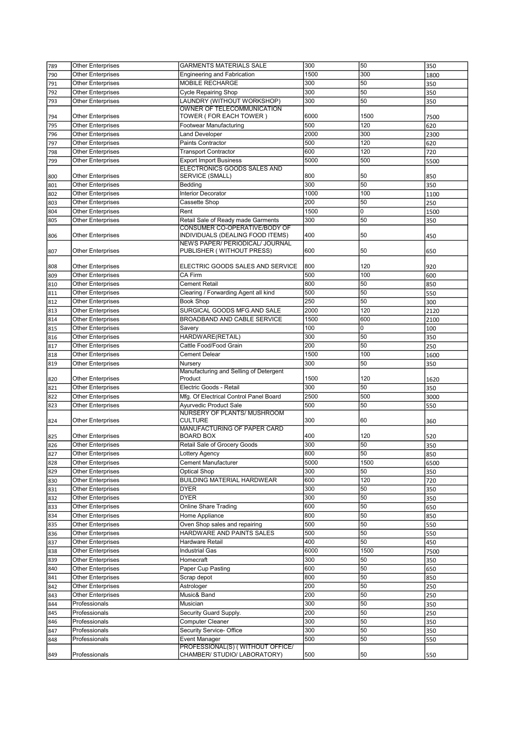| | | | | | |
|---|---|---|---|---|---|
| 789 | Other Enterprises | GARMENTS MATERIALS SALE | 300 | 50 | 350 |
| 790 | Other Enterprises | Engineering and Fabrication | 1500 | 300 | 1800 |
| 791 | Other Enterprises | MOBILE RECHARGE | 300 | 50 | 350 |
| 792 | Other Enterprises | Cycle Repairing Shop | 300 | 50 | 350 |
| 793 | Other Enterprises | LAUNDRY (WITHOUT WORKSHOP) | 300 | 50 | 350 |
| 794 | Other Enterprises | OWNER OF TELECOMMUNICATION TOWER ( FOR EACH TOWER ) | 6000 | 1500 | 7500 |
| 795 | Other Enterprises | Footwear Manufacturing | 500 | 120 | 620 |
| 796 | Other Enterprises | Land Developer | 2000 | 300 | 2300 |
| 797 | Other Enterprises | Paints Contractor | 500 | 120 | 620 |
| 798 | Other Enterprises | Transport Contractor | 600 | 120 | 720 |
| 799 | Other Enterprises | Export Import Business | 5000 | 500 | 5500 |
| 800 | Other Enterprises | ELECTRONICS GOODS SALES AND SERVICE (SMALL) | 800 | 50 | 850 |
| 801 | Other Enterprises | Bedding | 300 | 50 | 350 |
| 802 | Other Enterprises | Interior Decorator | 1000 | 100 | 1100 |
| 803 | Other Enterprises | Cassette Shop | 200 | 50 | 250 |
| 804 | Other Enterprises | Rent | 1500 | 0 | 1500 |
| 805 | Other Enterprises | Retail Sale of Ready made Garments | 300 | 50 | 350 |
| 806 | Other Enterprises | CONSUMER CO-OPERATIVE/BODY OF INDIVIDUALS (DEALING FOOD ITEMS) | 400 | 50 | 450 |
| 807 | Other Enterprises | NEWS PAPER/ PERIODICAL/ JOURNAL PUBLISHER ( WITHOUT PRESS) | 600 | 50 | 650 |
| 808 | Other Enterprises | ELECTRIC GOODS SALES AND SERVICE | 800 | 120 | 920 |
| 809 | Other Enterprises | CA Firm | 500 | 100 | 600 |
| 810 | Other Enterprises | Cement Retail | 800 | 50 | 850 |
| 811 | Other Enterprises | Clearing / Forwarding Agent all kind | 500 | 50 | 550 |
| 812 | Other Enterprises | Book Shop | 250 | 50 | 300 |
| 813 | Other Enterprises | SURGICAL GOODS MFG.AND SALE | 2000 | 120 | 2120 |
| 814 | Other Enterprises | BROADBAND AND CABLE SERVICE | 1500 | 600 | 2100 |
| 815 | Other Enterprises | Savery | 100 | 0 | 100 |
| 816 | Other Enterprises | HARDWARE(RETAIL) | 300 | 50 | 350 |
| 817 | Other Enterprises | Cattle Food/Food Grain | 200 | 50 | 250 |
| 818 | Other Enterprises | Cement Delear | 1500 | 100 | 1600 |
| 819 | Other Enterprises | Nursery | 300 | 50 | 350 |
| 820 | Other Enterprises | Manufacturing and Selling of Detergent Product | 1500 | 120 | 1620 |
| 821 | Other Enterprises | Electric Goods - Retail | 300 | 50 | 350 |
| 822 | Other Enterprises | Mfg. Of Electrical Control Panel Board | 2500 | 500 | 3000 |
| 823 | Other Enterprises | Ayurvedic Product Sale | 500 | 50 | 550 |
| 824 | Other Enterprises | NURSERY OF PLANTS/ MUSHROOM CULTURE | 300 | 60 | 360 |
| 825 | Other Enterprises | MANUFACTURING OF PAPER CARD BOARD BOX | 400 | 120 | 520 |
| 826 | Other Enterprises | Retail Sale of Grocery Goods | 300 | 50 | 350 |
| 827 | Other Enterprises | Lottery Agency | 800 | 50 | 850 |
| 828 | Other Enterprises | Cement Manufacturer | 5000 | 1500 | 6500 |
| 829 | Other Enterprises | Optical Shop | 300 | 50 | 350 |
| 830 | Other Enterprises | BUILDING MATERIAL HARDWEAR | 600 | 120 | 720 |
| 831 | Other Enterprises | DYER | 300 | 50 | 350 |
| 832 | Other Enterprises | DYER | 300 | 50 | 350 |
| 833 | Other Enterprises | Online Share Trading | 600 | 50 | 650 |
| 834 | Other Enterprises | Home Appliance | 800 | 50 | 850 |
| 835 | Other Enterprises | Oven Shop sales and repairing | 500 | 50 | 550 |
| 836 | Other Enterprises | HARDWARE AND PAINTS SALES | 500 | 50 | 550 |
| 837 | Other Enterprises | Hardware Retail | 400 | 50 | 450 |
| 838 | Other Enterprises | Industrial Gas | 6000 | 1500 | 7500 |
| 839 | Other Enterprises | Homecraft | 300 | 50 | 350 |
| 840 | Other Enterprises | Paper Cup Pasting | 600 | 50 | 650 |
| 841 | Other Enterprises | Scrap depot | 800 | 50 | 850 |
| 842 | Other Enterprises | Astrologer | 200 | 50 | 250 |
| 843 | Other Enterprises | Music& Band | 200 | 50 | 250 |
| 844 | Professionals | Musician | 300 | 50 | 350 |
| 845 | Professionals | Security Guard Supply. | 200 | 50 | 250 |
| 846 | Professionals | Computer Cleaner | 300 | 50 | 350 |
| 847 | Professionals | Security Service- Office | 300 | 50 | 350 |
| 848 | Professionals | Event Manager | 500 | 50 | 550 |
| 849 | Professionals | PROFESSIONAL(S) ( WITHOUT OFFICE/ CHAMBER/ STUDIO/ LABORATORY) | 500 | 50 | 550 |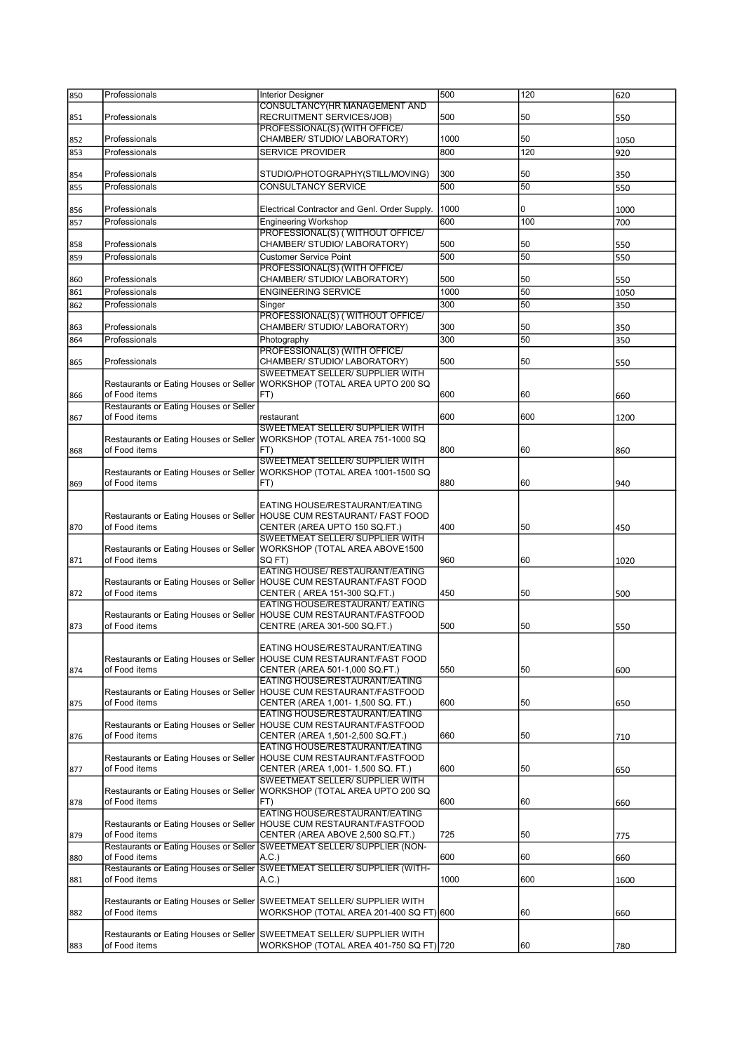| 850 | Professionals | Interior Designer | 500 | 120 | 620 |
|---|---|---|---|---|---|
| 851 | Professionals | CONSULTANCY(HR MANAGEMENT AND RECRUITMENT SERVICES/JOB) | 500 | 50 | 550 |
| 852 | Professionals | PROFESSIONAL(S) (WITH OFFICE/ CHAMBER/ STUDIO/ LABORATORY) | 1000 | 50 | 1050 |
| 853 | Professionals | SERVICE PROVIDER | 800 | 120 | 920 |
| 854 | Professionals | STUDIO/PHOTOGRAPHY(STILL/MOVING) | 300 | 50 | 350 |
| 855 | Professionals | CONSULTANCY SERVICE | 500 | 50 | 550 |
| 856 | Professionals | Electrical Contractor and Genl. Order Supply. | 1000 | 0 | 1000 |
| 857 | Professionals | Engineering Workshop | 600 | 100 | 700 |
| 858 | Professionals | PROFESSIONAL(S) ( WITHOUT OFFICE/ CHAMBER/ STUDIO/ LABORATORY) | 500 | 50 | 550 |
| 859 | Professionals | Customer Service Point | 500 | 50 | 550 |
| 860 | Professionals | PROFESSIONAL(S) (WITH OFFICE/ CHAMBER/ STUDIO/ LABORATORY) | 500 | 50 | 550 |
| 861 | Professionals | ENGINEERING SERVICE | 1000 | 50 | 1050 |
| 862 | Professionals | Singer | 300 | 50 | 350 |
| 863 | Professionals | PROFESSIONAL(S) ( WITHOUT OFFICE/ CHAMBER/ STUDIO/ LABORATORY) | 300 | 50 | 350 |
| 864 | Professionals | Photography | 300 | 50 | 350 |
| 865 | Professionals | PROFESSIONAL(S) (WITH OFFICE/ CHAMBER/ STUDIO/ LABORATORY) | 500 | 50 | 550 |
| 866 | Restaurants or Eating Houses or Seller of Food items | SWEETMEAT SELLER/ SUPPLIER WITH WORKSHOP (TOTAL AREA UPTO 200 SQ FT) | 600 | 60 | 660 |
| 867 | Restaurants or Eating Houses or Seller of Food items | restaurant | 600 | 600 | 1200 |
| 868 | Restaurants or Eating Houses or Seller of Food items | SWEETMEAT SELLER/ SUPPLIER WITH WORKSHOP (TOTAL AREA 751-1000 SQ FT) | 800 | 60 | 860 |
| 869 | Restaurants or Eating Houses or Seller of Food items | SWEETMEAT SELLER/ SUPPLIER WITH WORKSHOP (TOTAL AREA 1001-1500 SQ FT) | 880 | 60 | 940 |
| 870 | Restaurants or Eating Houses or Seller of Food items | EATING HOUSE/RESTAURANT/EATING HOUSE CUM RESTAURANT/ FAST FOOD CENTER (AREA UPTO 150 SQ.FT.) | 400 | 50 | 450 |
| 871 | Restaurants or Eating Houses or Seller of Food items | SWEETMEAT SELLER/ SUPPLIER WITH WORKSHOP (TOTAL AREA ABOVE1500 SQ FT) | 960 | 60 | 1020 |
| 872 | Restaurants or Eating Houses or Seller of Food items | EATING HOUSE/ RESTAURANT/EATING HOUSE CUM RESTAURANT/FAST FOOD CENTER ( AREA 151-300 SQ.FT.) | 450 | 50 | 500 |
| 873 | Restaurants or Eating Houses or Seller of Food items | EATING HOUSE/RESTAURANT/ EATING HOUSE CUM RESTAURANT/FASTFOOD CENTRE (AREA 301-500 SQ.FT.) | 500 | 50 | 550 |
| 874 | Restaurants or Eating Houses or Seller of Food items | EATING HOUSE/RESTAURANT/EATING HOUSE CUM RESTAURANT/FAST FOOD CENTER (AREA 501-1,000 SQ.FT.) | 550 | 50 | 600 |
| 875 | Restaurants or Eating Houses or Seller of Food items | EATING HOUSE/RESTAURANT/EATING HOUSE CUM RESTAURANT/FASTFOOD CENTER (AREA 1,001- 1,500 SQ. FT.) | 600 | 50 | 650 |
| 876 | Restaurants or Eating Houses or Seller of Food items | EATING HOUSE/RESTAURANT/EATING HOUSE CUM RESTAURANT/FASTFOOD CENTER (AREA 1,501-2,500 SQ.FT.) | 660 | 50 | 710 |
| 877 | Restaurants or Eating Houses or Seller of Food items | EATING HOUSE/RESTAURANT/EATING HOUSE CUM RESTAURANT/FASTFOOD CENTER (AREA 1,001- 1,500 SQ. FT.) | 600 | 50 | 650 |
| 878 | Restaurants or Eating Houses or Seller of Food items | SWEETMEAT SELLER/ SUPPLIER WITH WORKSHOP (TOTAL AREA UPTO 200 SQ FT) | 600 | 60 | 660 |
| 879 | Restaurants or Eating Houses or Seller of Food items | EATING HOUSE/RESTAURANT/EATING HOUSE CUM RESTAURANT/FASTFOOD CENTER (AREA ABOVE 2,500 SQ.FT.) | 725 | 50 | 775 |
| 880 | Restaurants or Eating Houses or Seller of Food items | SWEETMEAT SELLER/ SUPPLIER (NON-A.C.) | 600 | 60 | 660 |
| 881 | Restaurants or Eating Houses or Seller of Food items | SWEETMEAT SELLER/ SUPPLIER (WITH-A.C.) | 1000 | 600 | 1600 |
| 882 | Restaurants or Eating Houses or Seller of Food items | SWEETMEAT SELLER/ SUPPLIER WITH WORKSHOP (TOTAL AREA 201-400 SQ FT) | 600 | 60 | 660 |
| 883 | Restaurants or Eating Houses or Seller of Food items | SWEETMEAT SELLER/ SUPPLIER WITH WORKSHOP (TOTAL AREA 401-750 SQ FT) | 720 | 60 | 780 |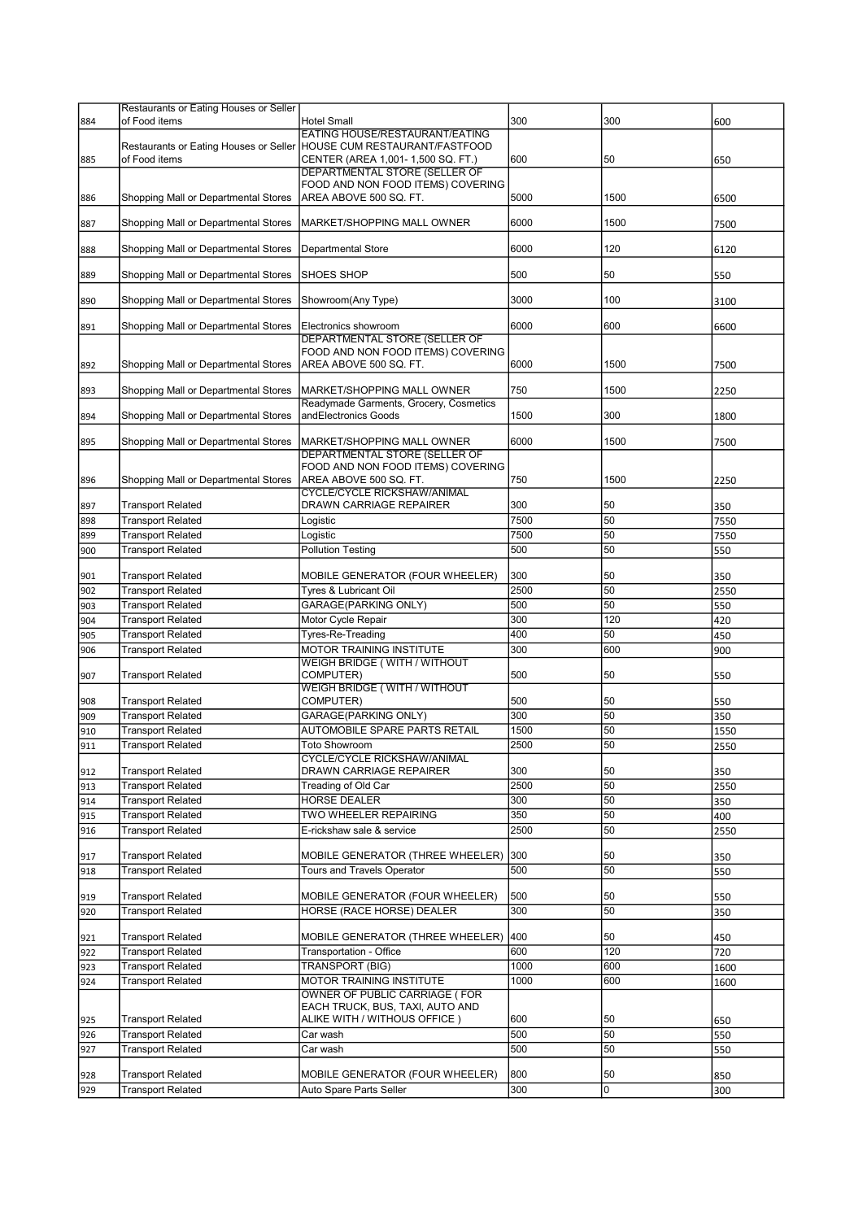| | | | | | |
|---|---|---|---|---|---|
| 884 | Restaurants or Eating Houses or Seller of Food items | Hotel Small | 300 | 300 | 600 |
| 885 | Restaurants or Eating Houses or Seller of Food items | EATING HOUSE/RESTAURANT/EATING HOUSE CUM RESTAURANT/FASTFOOD CENTER (AREA 1,001- 1,500 SQ. FT.) | 600 | 50 | 650 |
| 886 | Shopping Mall or Departmental Stores | DEPARTMENTAL STORE (SELLER OF FOOD AND NON FOOD ITEMS) COVERING AREA ABOVE 500 SQ. FT. | 5000 | 1500 | 6500 |
| 887 | Shopping Mall or Departmental Stores | MARKET/SHOPPING MALL OWNER | 6000 | 1500 | 7500 |
| 888 | Shopping Mall or Departmental Stores | Departmental Store | 6000 | 120 | 6120 |
| 889 | Shopping Mall or Departmental Stores | SHOES SHOP | 500 | 50 | 550 |
| 890 | Shopping Mall or Departmental Stores | Showroom(Any Type) | 3000 | 100 | 3100 |
| 891 | Shopping Mall or Departmental Stores | Electronics showroom | 6000 | 600 | 6600 |
| 892 | Shopping Mall or Departmental Stores | DEPARTMENTAL STORE (SELLER OF FOOD AND NON FOOD ITEMS) COVERING AREA ABOVE 500 SQ. FT. | 6000 | 1500 | 7500 |
| 893 | Shopping Mall or Departmental Stores | MARKET/SHOPPING MALL OWNER | 750 | 1500 | 2250 |
| 894 | Shopping Mall or Departmental Stores | Readymade Garments, Grocery, Cosmetics andElectronics Goods | 1500 | 300 | 1800 |
| 895 | Shopping Mall or Departmental Stores | MARKET/SHOPPING MALL OWNER | 6000 | 1500 | 7500 |
| 896 | Shopping Mall or Departmental Stores | DEPARTMENTAL STORE (SELLER OF FOOD AND NON FOOD ITEMS) COVERING AREA ABOVE 500 SQ. FT. | 750 | 1500 | 2250 |
| 897 | Transport Related | CYCLE/CYCLE RICKSHAW/ANIMAL DRAWN CARRIAGE REPAIRER | 300 | 50 | 350 |
| 898 | Transport Related | Logistic | 7500 | 50 | 7550 |
| 899 | Transport Related | Logistic | 7500 | 50 | 7550 |
| 900 | Transport Related | Pollution Testing | 500 | 50 | 550 |
| 901 | Transport Related | MOBILE GENERATOR (FOUR WHEELER) | 300 | 50 | 350 |
| 902 | Transport Related | Tyres & Lubricant Oil | 2500 | 50 | 2550 |
| 903 | Transport Related | GARAGE(PARKING ONLY) | 500 | 50 | 550 |
| 904 | Transport Related | Motor Cycle Repair | 300 | 120 | 420 |
| 905 | Transport Related | Tyres-Re-Treading | 400 | 50 | 450 |
| 906 | Transport Related | MOTOR TRAINING INSTITUTE | 300 | 600 | 900 |
| 907 | Transport Related | WEIGH BRIDGE ( WITH / WITHOUT COMPUTER) | 500 | 50 | 550 |
| 908 | Transport Related | WEIGH BRIDGE ( WITH / WITHOUT COMPUTER) | 500 | 50 | 550 |
| 909 | Transport Related | GARAGE(PARKING ONLY) | 300 | 50 | 350 |
| 910 | Transport Related | AUTOMOBILE SPARE PARTS RETAIL | 1500 | 50 | 1550 |
| 911 | Transport Related | Toto Showroom | 2500 | 50 | 2550 |
| 912 | Transport Related | CYCLE/CYCLE RICKSHAW/ANIMAL DRAWN CARRIAGE REPAIRER | 300 | 50 | 350 |
| 913 | Transport Related | Treading of Old Car | 2500 | 50 | 2550 |
| 914 | Transport Related | HORSE DEALER | 300 | 50 | 350 |
| 915 | Transport Related | TWO WHEELER REPAIRING | 350 | 50 | 400 |
| 916 | Transport Related | E-rickshaw sale & service | 2500 | 50 | 2550 |
| 917 | Transport Related | MOBILE GENERATOR (THREE WHEELER) | 300 | 50 | 350 |
| 918 | Transport Related | Tours and Travels Operator | 500 | 50 | 550 |
| 919 | Transport Related | MOBILE GENERATOR (FOUR WHEELER) | 500 | 50 | 550 |
| 920 | Transport Related | HORSE (RACE HORSE) DEALER | 300 | 50 | 350 |
| 921 | Transport Related | MOBILE GENERATOR (THREE WHEELER) | 400 | 50 | 450 |
| 922 | Transport Related | Transportation - Office | 600 | 120 | 720 |
| 923 | Transport Related | TRANSPORT (BIG) | 1000 | 600 | 1600 |
| 924 | Transport Related | MOTOR TRAINING INSTITUTE | 1000 | 600 | 1600 |
| 925 | Transport Related | OWNER OF PUBLIC CARRIAGE ( FOR EACH TRUCK, BUS, TAXI, AUTO AND ALIKE WITH / WITHOUS OFFICE ) | 600 | 50 | 650 |
| 926 | Transport Related | Car wash | 500 | 50 | 550 |
| 927 | Transport Related | Car wash | 500 | 50 | 550 |
| 928 | Transport Related | MOBILE GENERATOR (FOUR WHEELER) | 800 | 50 | 850 |
| 929 | Transport Related | Auto Spare Parts Seller | 300 | 0 | 300 |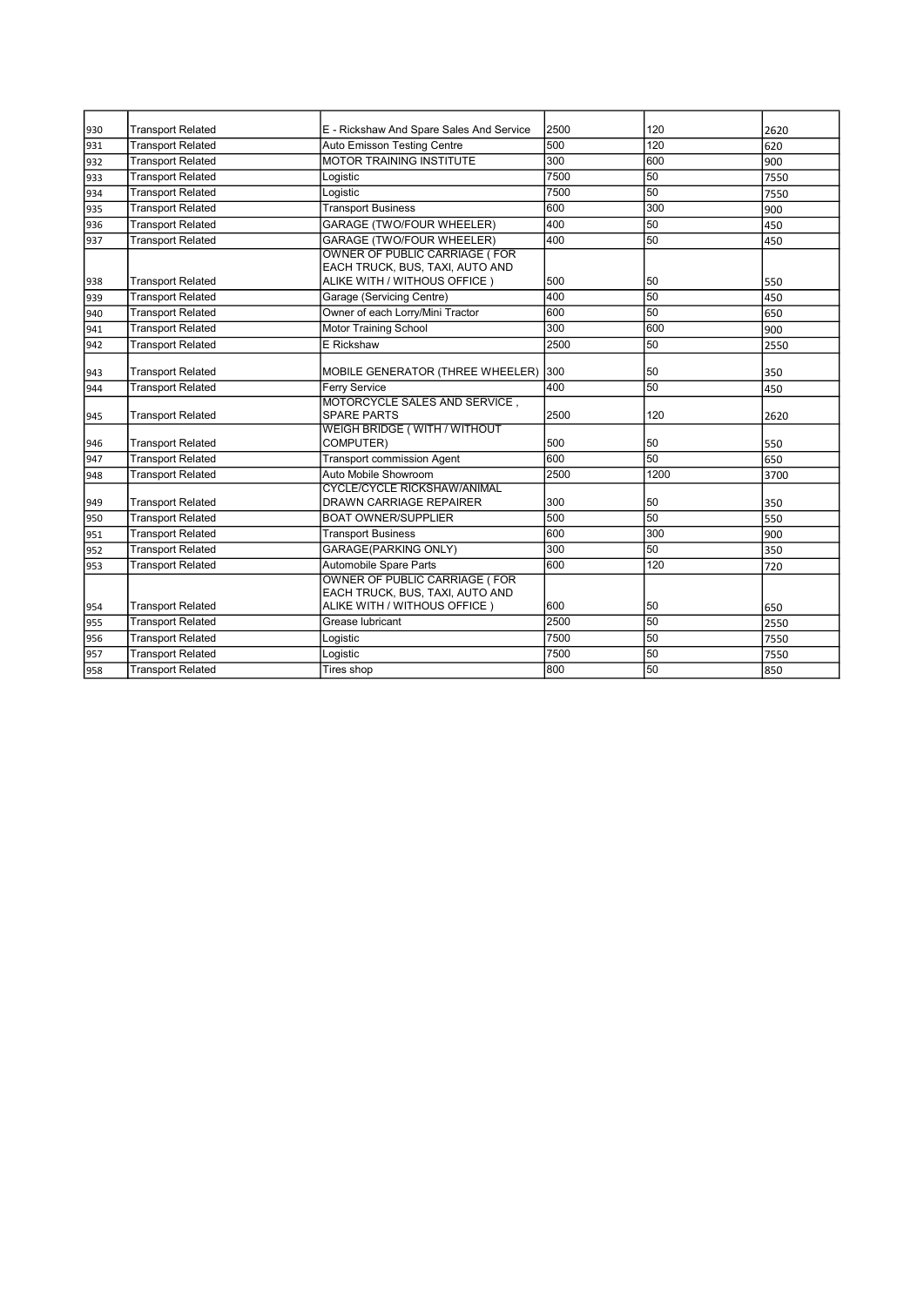| | | | | | |
|---|---|---|---|---|---|
| 930 | Transport Related | E - Rickshaw And Spare Sales And Service | 2500 | 120 | 2620 |
| 931 | Transport Related | Auto Emisson Testing Centre | 500 | 120 | 620 |
| 932 | Transport Related | MOTOR TRAINING INSTITUTE | 300 | 600 | 900 |
| 933 | Transport Related | Logistic | 7500 | 50 | 7550 |
| 934 | Transport Related | Logistic | 7500 | 50 | 7550 |
| 935 | Transport Related | Transport Business | 600 | 300 | 900 |
| 936 | Transport Related | GARAGE (TWO/FOUR WHEELER) | 400 | 50 | 450 |
| 937 | Transport Related | GARAGE (TWO/FOUR WHEELER) | 400 | 50 | 450 |
| 938 | Transport Related | OWNER OF PUBLIC CARRIAGE ( FOR EACH TRUCK, BUS, TAXI, AUTO AND ALIKE WITH / WITHOUS OFFICE ) | 500 | 50 | 550 |
| 939 | Transport Related | Garage (Servicing Centre) | 400 | 50 | 450 |
| 940 | Transport Related | Owner of each Lorry/Mini Tractor | 600 | 50 | 650 |
| 941 | Transport Related | Motor Training School | 300 | 600 | 900 |
| 942 | Transport Related | E Rickshaw | 2500 | 50 | 2550 |
| 943 | Transport Related | MOBILE GENERATOR (THREE WHEELER) | 300 | 50 | 350 |
| 944 | Transport Related | Ferry Service | 400 | 50 | 450 |
| 945 | Transport Related | MOTORCYCLE SALES AND SERVICE , SPARE PARTS | 2500 | 120 | 2620 |
| 946 | Transport Related | WEIGH BRIDGE ( WITH / WITHOUT COMPUTER) | 500 | 50 | 550 |
| 947 | Transport Related | Transport commission Agent | 600 | 50 | 650 |
| 948 | Transport Related | Auto Mobile Showroom | 2500 | 1200 | 3700 |
| 949 | Transport Related | CYCLE/CYCLE RICKSHAW/ANIMAL DRAWN CARRIAGE REPAIRER | 300 | 50 | 350 |
| 950 | Transport Related | BOAT OWNER/SUPPLIER | 500 | 50 | 550 |
| 951 | Transport Related | Transport Business | 600 | 300 | 900 |
| 952 | Transport Related | GARAGE(PARKING ONLY) | 300 | 50 | 350 |
| 953 | Transport Related | Automobile Spare Parts | 600 | 120 | 720 |
| 954 | Transport Related | OWNER OF PUBLIC CARRIAGE ( FOR EACH TRUCK, BUS, TAXI, AUTO AND ALIKE WITH / WITHOUS OFFICE ) | 600 | 50 | 650 |
| 955 | Transport Related | Grease lubricant | 2500 | 50 | 2550 |
| 956 | Transport Related | Logistic | 7500 | 50 | 7550 |
| 957 | Transport Related | Logistic | 7500 | 50 | 7550 |
| 958 | Transport Related | Tires shop | 800 | 50 | 850 |